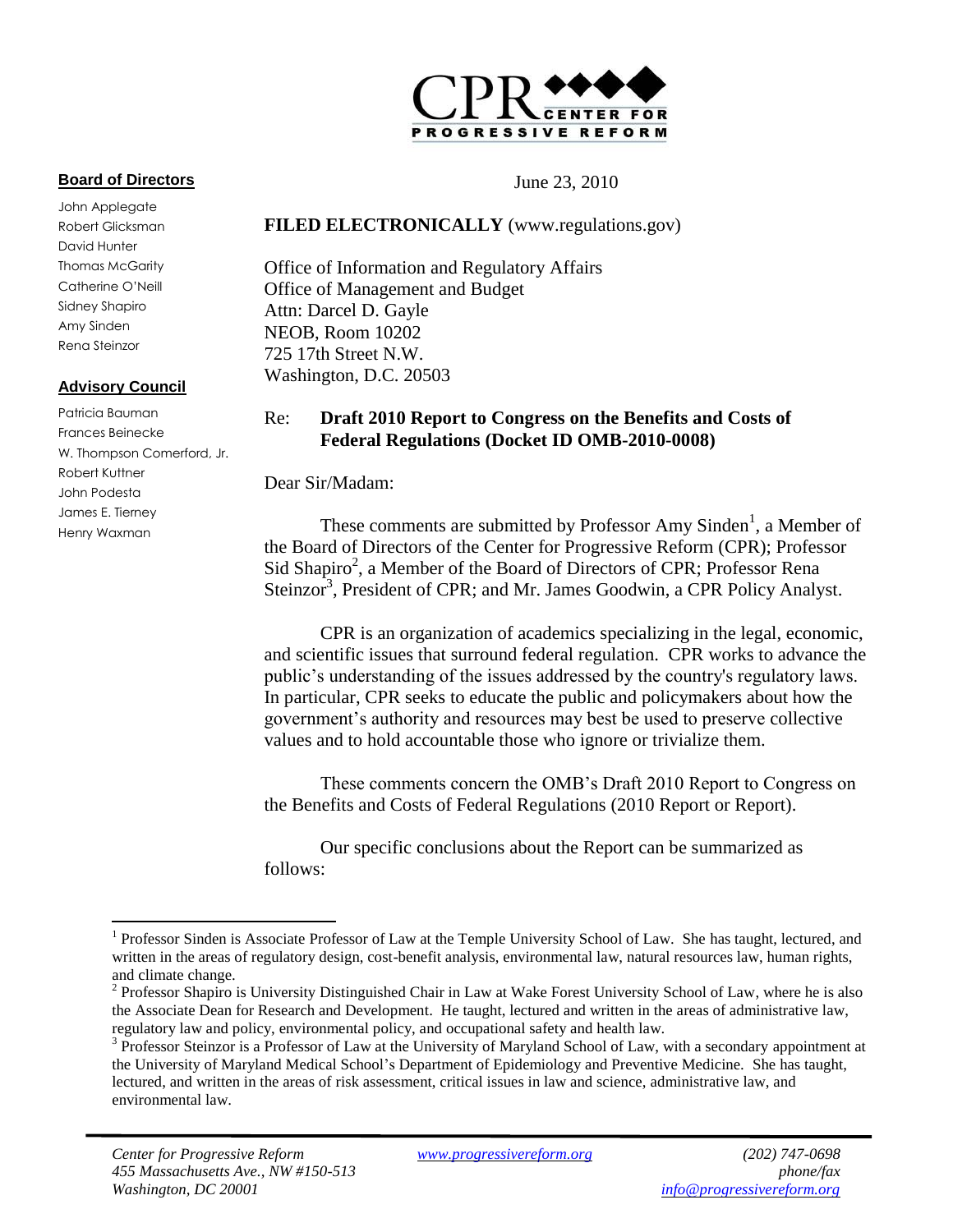CPR CENTER FOR PROGRESSIVE REFORM

**Board of Directors**

John Applegate
Robert Glicksman
David Hunter
Thomas McGarity
Catherine O'Neill
Sidney Shapiro
Amy Sinden
Rena Steinzor

**Advisory Council**

Patricia Bauman
Frances Beinecke
W. Thompson Comerford, Jr.
Robert Kuttner
John Podesta
James E. Tierney
Henry Waxman

June 23, 2010

**FILED ELECTRONICALLY** (www.regulations.gov)

Office of Information and Regulatory Affairs
Office of Management and Budget
Attn: Darcel D. Gayle
NEOB, Room 10202
725 17th Street N.W.
Washington, D.C. 20503

Re: **Draft 2010 Report to Congress on the Benefits and Costs of Federal Regulations (Docket ID OMB-2010-0008)**

Dear Sir/Madam:

These comments are submitted by Professor Amy Sinden[1], a Member of the Board of Directors of the Center for Progressive Reform (CPR); Professor Sid Shapiro[2], a Member of the Board of Directors of CPR; Professor Rena Steinzor[3], President of CPR; and Mr. James Goodwin, a CPR Policy Analyst.

CPR is an organization of academics specializing in the legal, economic, and scientific issues that surround federal regulation. CPR works to advance the public's understanding of the issues addressed by the country's regulatory laws. In particular, CPR seeks to educate the public and policymakers about how the government's authority and resources may best be used to preserve collective values and to hold accountable those who ignore or trivialize them.

These comments concern the OMB's Draft 2010 Report to Congress on the Benefits and Costs of Federal Regulations (2010 Report or Report).

Our specific conclusions about the Report can be summarized as follows:

[1] Professor Sinden is Associate Professor of Law at the Temple University School of Law. She has taught, lectured, and written in the areas of regulatory design, cost-benefit analysis, environmental law, natural resources law, human rights, and climate change.

[2] Professor Shapiro is University Distinguished Chair in Law at Wake Forest University School of Law, where he is also the Associate Dean for Research and Development. He taught, lectured and written in the areas of administrative law, regulatory law and policy, environmental policy, and occupational safety and health law.

[3] Professor Steinzor is a Professor of Law at the University of Maryland School of Law, with a secondary appointment at the University of Maryland Medical School's Department of Epidemiology and Preventive Medicine. She has taught, lectured, and written in the areas of risk assessment, critical issues in law and science, administrative law, and environmental law.

*Center for Progressive Reform*
*455 Massachusetts Ave., NW #150-513*
*Washington, DC 20001*

*www.progressivereform.org*

*(202) 747-0698*
*phone/fax*
*info@progressivereform.org*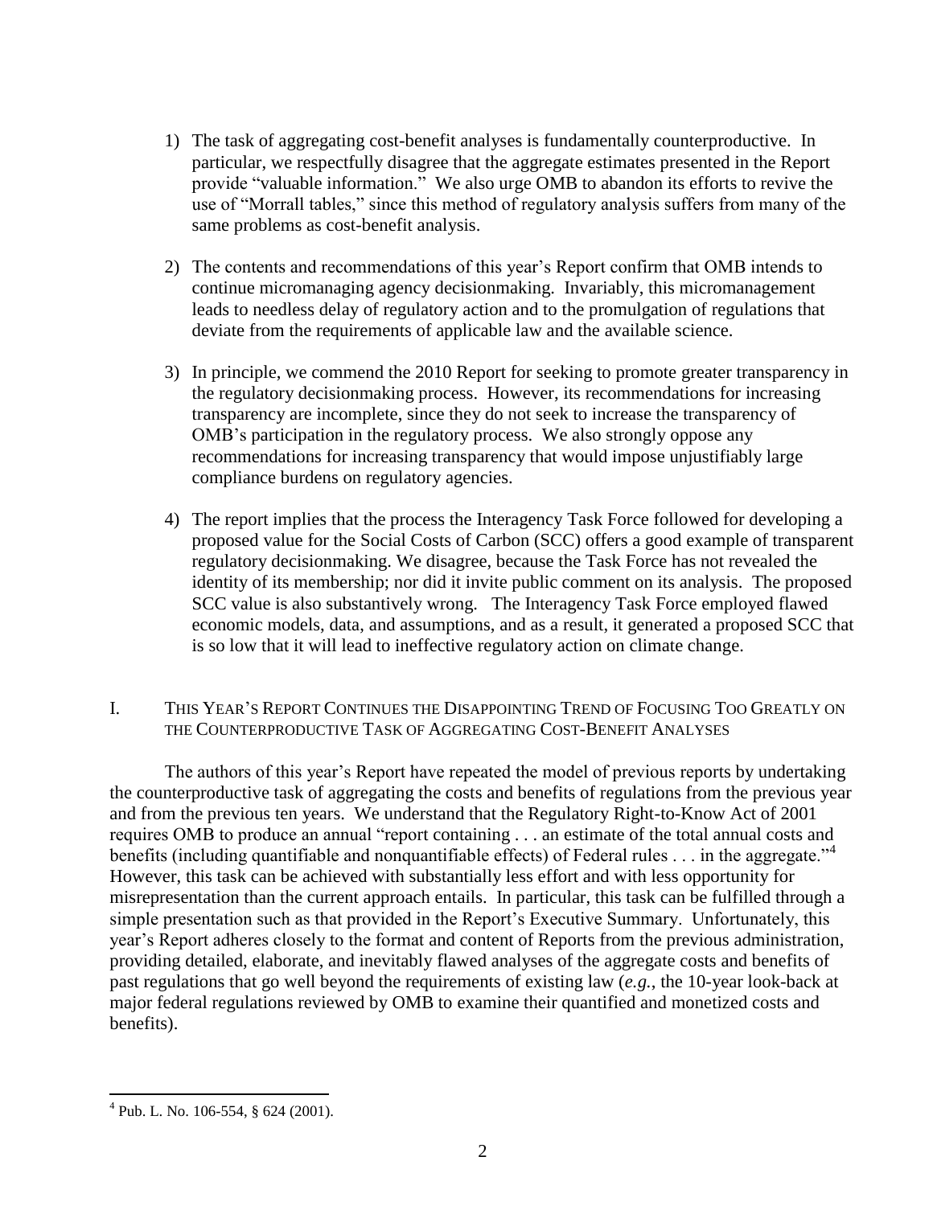1) The task of aggregating cost-benefit analyses is fundamentally counterproductive. In particular, we respectfully disagree that the aggregate estimates presented in the Report provide "valuable information." We also urge OMB to abandon its efforts to revive the use of "Morrall tables," since this method of regulatory analysis suffers from many of the same problems as cost-benefit analysis.

2) The contents and recommendations of this year's Report confirm that OMB intends to continue micromanaging agency decisionmaking. Invariably, this micromanagement leads to needless delay of regulatory action and to the promulgation of regulations that deviate from the requirements of applicable law and the available science.

3) In principle, we commend the 2010 Report for seeking to promote greater transparency in the regulatory decisionmaking process. However, its recommendations for increasing transparency are incomplete, since they do not seek to increase the transparency of OMB's participation in the regulatory process. We also strongly oppose any recommendations for increasing transparency that would impose unjustifiably large compliance burdens on regulatory agencies.

4) The report implies that the process the Interagency Task Force followed for developing a proposed value for the Social Costs of Carbon (SCC) offers a good example of transparent regulatory decisionmaking. We disagree, because the Task Force has not revealed the identity of its membership; nor did it invite public comment on its analysis. The proposed SCC value is also substantively wrong. The Interagency Task Force employed flawed economic models, data, and assumptions, and as a result, it generated a proposed SCC that is so low that it will lead to ineffective regulatory action on climate change.

## I. This Year's Report Continues the Disappointing Trend of Focusing Too Greatly on the Counterproductive Task of Aggregating Cost-Benefit Analyses

The authors of this year's Report have repeated the model of previous reports by undertaking the counterproductive task of aggregating the costs and benefits of regulations from the previous year and from the previous ten years. We understand that the Regulatory Right-to-Know Act of 2001 requires OMB to produce an annual "report containing . . . an estimate of the total annual costs and benefits (including quantifiable and nonquantifiable effects) of Federal rules . . . in the aggregate."[4] However, this task can be achieved with substantially less effort and with less opportunity for misrepresentation than the current approach entails. In particular, this task can be fulfilled through a simple presentation such as that provided in the Report's Executive Summary. Unfortunately, this year's Report adheres closely to the format and content of Reports from the previous administration, providing detailed, elaborate, and inevitably flawed analyses of the aggregate costs and benefits of past regulations that go well beyond the requirements of existing law (*e.g.*, the 10-year look-back at major federal regulations reviewed by OMB to examine their quantified and monetized costs and benefits).

---

[4] Pub. L. No. 106-554, § 624 (2001).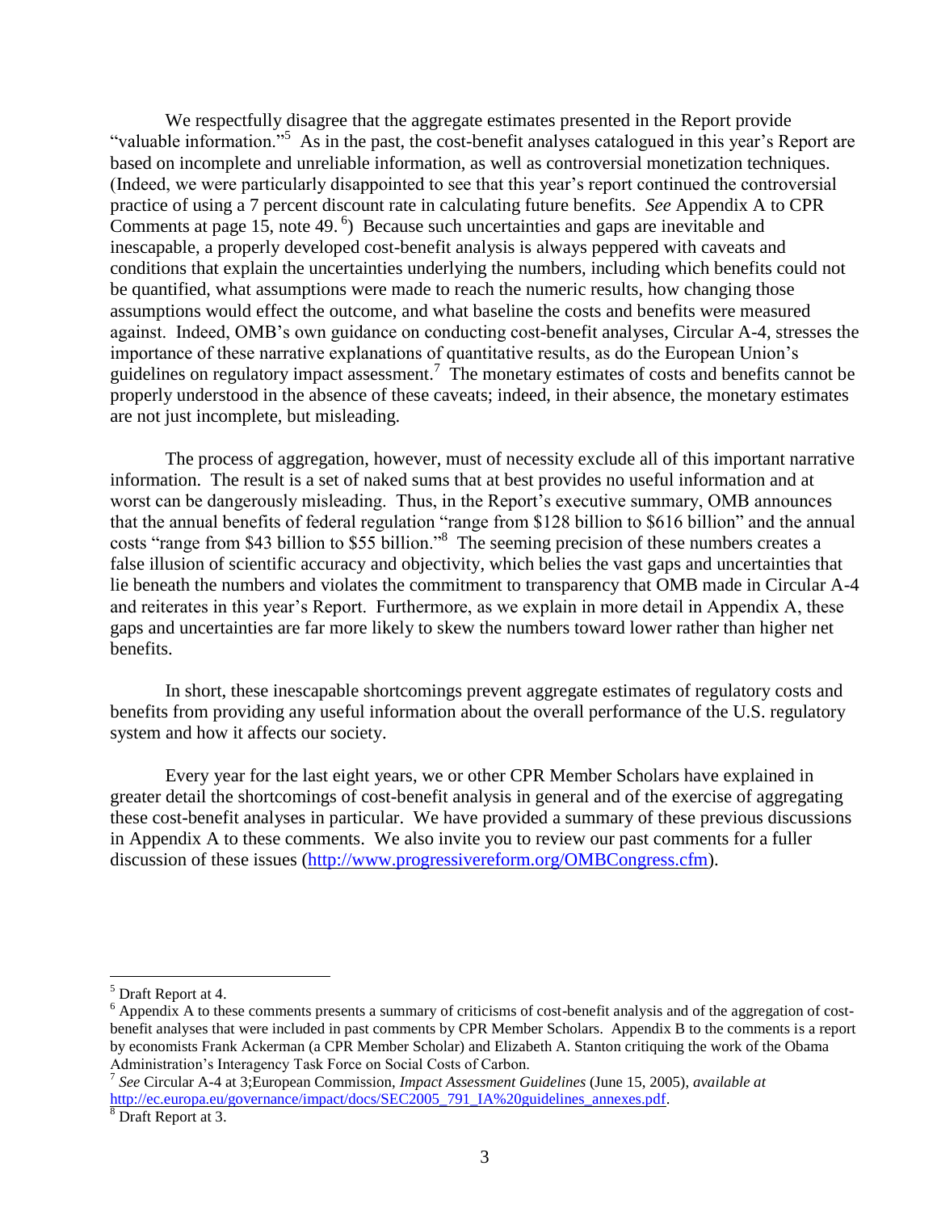We respectfully disagree that the aggregate estimates presented in the Report provide "valuable information."[5] As in the past, the cost-benefit analyses catalogued in this year's Report are based on incomplete and unreliable information, as well as controversial monetization techniques. (Indeed, we were particularly disappointed to see that this year's report continued the controversial practice of using a 7 percent discount rate in calculating future benefits. *See* Appendix A to CPR Comments at page 15, note 49. [6]) Because such uncertainties and gaps are inevitable and inescapable, a properly developed cost-benefit analysis is always peppered with caveats and conditions that explain the uncertainties underlying the numbers, including which benefits could not be quantified, what assumptions were made to reach the numeric results, how changing those assumptions would effect the outcome, and what baseline the costs and benefits were measured against. Indeed, OMB's own guidance on conducting cost-benefit analyses, Circular A-4, stresses the importance of these narrative explanations of quantitative results, as do the European Union's guidelines on regulatory impact assessment.[7] The monetary estimates of costs and benefits cannot be properly understood in the absence of these caveats; indeed, in their absence, the monetary estimates are not just incomplete, but misleading.

The process of aggregation, however, must of necessity exclude all of this important narrative information. The result is a set of naked sums that at best provides no useful information and at worst can be dangerously misleading. Thus, in the Report's executive summary, OMB announces that the annual benefits of federal regulation "range from $128 billion to $616 billion" and the annual costs "range from $43 billion to $55 billion."[8] The seeming precision of these numbers creates a false illusion of scientific accuracy and objectivity, which belies the vast gaps and uncertainties that lie beneath the numbers and violates the commitment to transparency that OMB made in Circular A-4 and reiterates in this year's Report. Furthermore, as we explain in more detail in Appendix A, these gaps and uncertainties are far more likely to skew the numbers toward lower rather than higher net benefits.

In short, these inescapable shortcomings prevent aggregate estimates of regulatory costs and benefits from providing any useful information about the overall performance of the U.S. regulatory system and how it affects our society.

Every year for the last eight years, we or other CPR Member Scholars have explained in greater detail the shortcomings of cost-benefit analysis in general and of the exercise of aggregating these cost-benefit analyses in particular. We have provided a summary of these previous discussions in Appendix A to these comments. We also invite you to review our past comments for a fuller discussion of these issues (http://www.progressivereform.org/OMBCongress.cfm).

---

[5] Draft Report at 4.

[6] Appendix A to these comments presents a summary of criticisms of cost-benefit analysis and of the aggregation of cost-benefit analyses that were included in past comments by CPR Member Scholars. Appendix B to the comments is a report by economists Frank Ackerman (a CPR Member Scholar) and Elizabeth A. Stanton critiquing the work of the Obama Administration's Interagency Task Force on Social Costs of Carbon.

[7] *See* Circular A-4 at 3;European Commission, *Impact Assessment Guidelines* (June 15, 2005), *available at* http://ec.europa.eu/governance/impact/docs/SEC2005_791_IA%20guidelines_annexes.pdf.

[8] Draft Report at 3.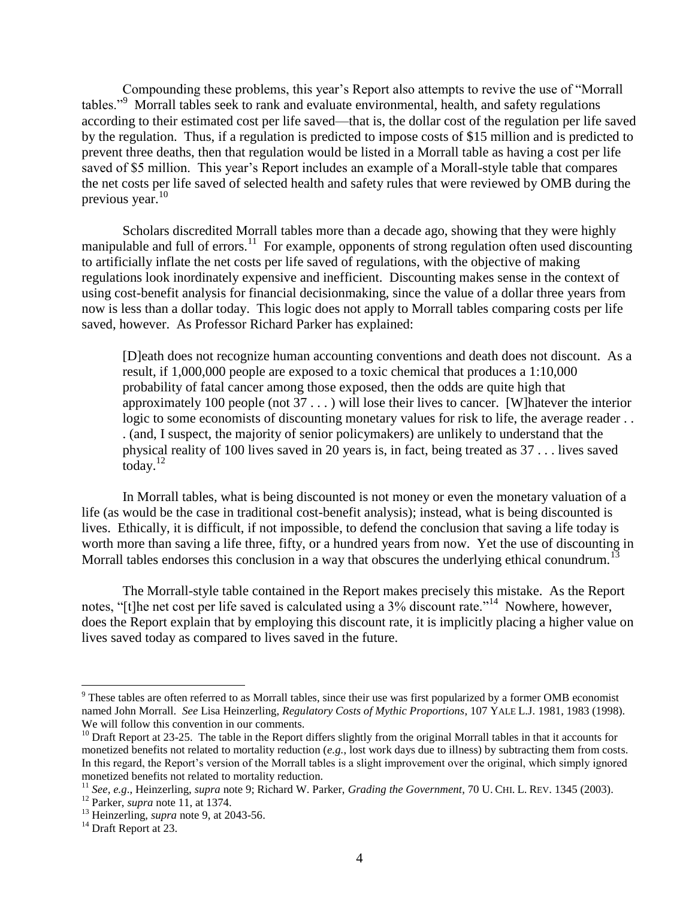Compounding these problems, this year's Report also attempts to revive the use of "Morrall tables."[9] Morrall tables seek to rank and evaluate environmental, health, and safety regulations according to their estimated cost per life saved—that is, the dollar cost of the regulation per life saved by the regulation. Thus, if a regulation is predicted to impose costs of $15 million and is predicted to prevent three deaths, then that regulation would be listed in a Morrall table as having a cost per life saved of $5 million. This year's Report includes an example of a Morall-style table that compares the net costs per life saved of selected health and safety rules that were reviewed by OMB during the previous year.[10]

Scholars discredited Morrall tables more than a decade ago, showing that they were highly manipulable and full of errors.[11] For example, opponents of strong regulation often used discounting to artificially inflate the net costs per life saved of regulations, with the objective of making regulations look inordinately expensive and inefficient. Discounting makes sense in the context of using cost-benefit analysis for financial decisionmaking, since the value of a dollar three years from now is less than a dollar today. This logic does not apply to Morrall tables comparing costs per life saved, however. As Professor Richard Parker has explained:

> [D]eath does not recognize human accounting conventions and death does not discount. As a result, if 1,000,000 people are exposed to a toxic chemical that produces a 1:10,000 probability of fatal cancer among those exposed, then the odds are quite high that approximately 100 people (not 37 . . . ) will lose their lives to cancer. [W]hatever the interior logic to some economists of discounting monetary values for risk to life, the average reader . . . (and, I suspect, the majority of senior policymakers) are unlikely to understand that the physical reality of 100 lives saved in 20 years is, in fact, being treated as 37 . . . lives saved today.[12]

In Morrall tables, what is being discounted is not money or even the monetary valuation of a life (as would be the case in traditional cost-benefit analysis); instead, what is being discounted is lives. Ethically, it is difficult, if not impossible, to defend the conclusion that saving a life today is worth more than saving a life three, fifty, or a hundred years from now. Yet the use of discounting in Morrall tables endorses this conclusion in a way that obscures the underlying ethical conundrum.[13]

The Morrall-style table contained in the Report makes precisely this mistake. As the Report notes, "[t]he net cost per life saved is calculated using a 3% discount rate."[14] Nowhere, however, does the Report explain that by employing this discount rate, it is implicitly placing a higher value on lives saved today as compared to lives saved in the future.

---

[9] These tables are often referred to as Morrall tables, since their use was first popularized by a former OMB economist named John Morrall. *See* Lisa Heinzerling, *Regulatory Costs of Mythic Proportions*, 107 YALE L.J. 1981, 1983 (1998). We will follow this convention in our comments.

[10] Draft Report at 23-25. The table in the Report differs slightly from the original Morrall tables in that it accounts for monetized benefits not related to mortality reduction (*e.g.*, lost work days due to illness) by subtracting them from costs. In this regard, the Report's version of the Morrall tables is a slight improvement over the original, which simply ignored monetized benefits not related to mortality reduction.

[11] *See, e.g.*, Heinzerling, *supra* note 9; Richard W. Parker, *Grading the Government*, 70 U. CHI. L. REV. 1345 (2003).

[12] Parker, *supra* note 11, at 1374.

[13] Heinzerling, *supra* note 9, at 2043-56.

[14] Draft Report at 23.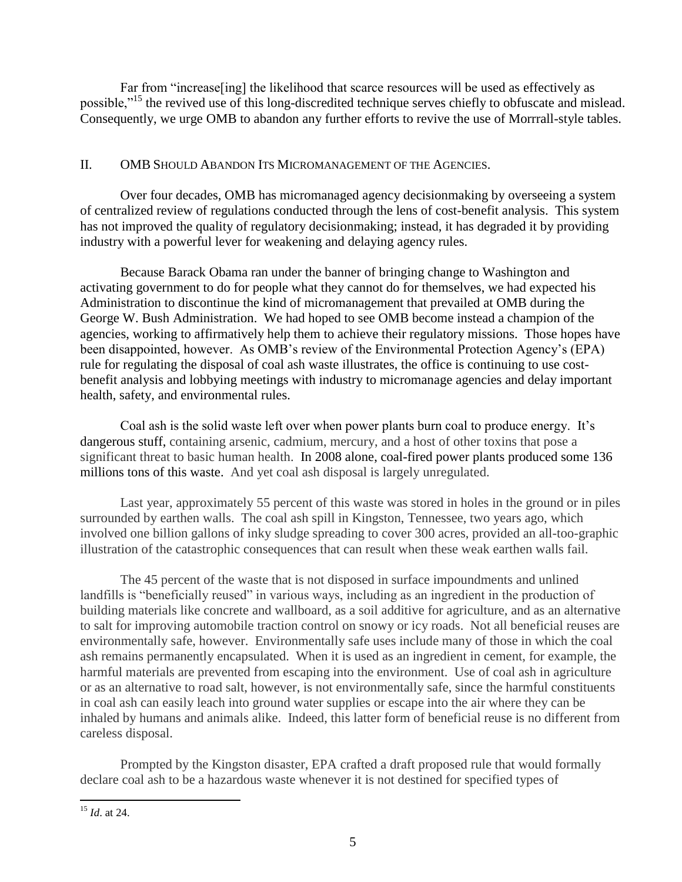Far from "increase[ing] the likelihood that scarce resources will be used as effectively as possible,"[15] the revived use of this long-discredited technique serves chiefly to obfuscate and mislead. Consequently, we urge OMB to abandon any further efforts to revive the use of Morrrall-style tables.

## II. OMB Should Abandon Its Micromanagement of the Agencies.

Over four decades, OMB has micromanaged agency decisionmaking by overseeing a system of centralized review of regulations conducted through the lens of cost-benefit analysis. This system has not improved the quality of regulatory decisionmaking; instead, it has degraded it by providing industry with a powerful lever for weakening and delaying agency rules.

Because Barack Obama ran under the banner of bringing change to Washington and activating government to do for people what they cannot do for themselves, we had expected his Administration to discontinue the kind of micromanagement that prevailed at OMB during the George W. Bush Administration. We had hoped to see OMB become instead a champion of the agencies, working to affirmatively help them to achieve their regulatory missions. Those hopes have been disappointed, however. As OMB's review of the Environmental Protection Agency's (EPA) rule for regulating the disposal of coal ash waste illustrates, the office is continuing to use cost-benefit analysis and lobbying meetings with industry to micromanage agencies and delay important health, safety, and environmental rules.

Coal ash is the solid waste left over when power plants burn coal to produce energy. It's dangerous stuff, containing arsenic, cadmium, mercury, and a host of other toxins that pose a significant threat to basic human health. In 2008 alone, coal-fired power plants produced some 136 millions tons of this waste. And yet coal ash disposal is largely unregulated.

Last year, approximately 55 percent of this waste was stored in holes in the ground or in piles surrounded by earthen walls. The coal ash spill in Kingston, Tennessee, two years ago, which involved one billion gallons of inky sludge spreading to cover 300 acres, provided an all-too-graphic illustration of the catastrophic consequences that can result when these weak earthen walls fail.

The 45 percent of the waste that is not disposed in surface impoundments and unlined landfills is "beneficially reused" in various ways, including as an ingredient in the production of building materials like concrete and wallboard, as a soil additive for agriculture, and as an alternative to salt for improving automobile traction control on snowy or icy roads. Not all beneficial reuses are environmentally safe, however. Environmentally safe uses include many of those in which the coal ash remains permanently encapsulated. When it is used as an ingredient in cement, for example, the harmful materials are prevented from escaping into the environment. Use of coal ash in agriculture or as an alternative to road salt, however, is not environmentally safe, since the harmful constituents in coal ash can easily leach into ground water supplies or escape into the air where they can be inhaled by humans and animals alike. Indeed, this latter form of beneficial reuse is no different from careless disposal.

Prompted by the Kingston disaster, EPA crafted a draft proposed rule that would formally declare coal ash to be a hazardous waste whenever it is not destined for specified types of

[15] *Id*. at 24.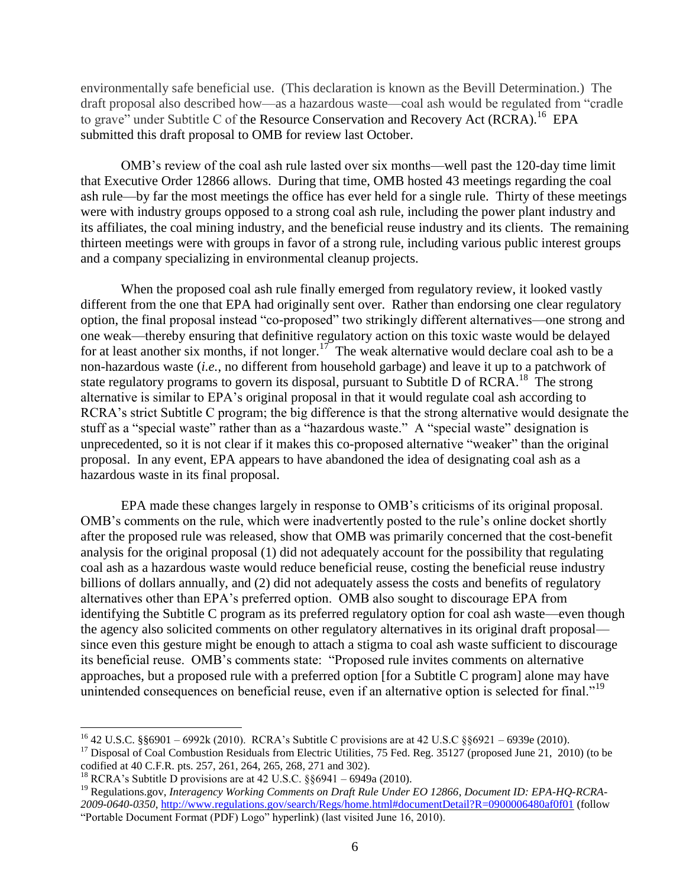environmentally safe beneficial use. (This declaration is known as the Bevill Determination.) The draft proposal also described how—as a hazardous waste—coal ash would be regulated from "cradle to grave" under Subtitle C of the Resource Conservation and Recovery Act (RCRA).[16] EPA submitted this draft proposal to OMB for review last October.

OMB's review of the coal ash rule lasted over six months—well past the 120-day time limit that Executive Order 12866 allows. During that time, OMB hosted 43 meetings regarding the coal ash rule—by far the most meetings the office has ever held for a single rule. Thirty of these meetings were with industry groups opposed to a strong coal ash rule, including the power plant industry and its affiliates, the coal mining industry, and the beneficial reuse industry and its clients. The remaining thirteen meetings were with groups in favor of a strong rule, including various public interest groups and a company specializing in environmental cleanup projects.

When the proposed coal ash rule finally emerged from regulatory review, it looked vastly different from the one that EPA had originally sent over. Rather than endorsing one clear regulatory option, the final proposal instead "co-proposed" two strikingly different alternatives—one strong and one weak—thereby ensuring that definitive regulatory action on this toxic waste would be delayed for at least another six months, if not longer.[17] The weak alternative would declare coal ash to be a non-hazardous waste (*i.e.*, no different from household garbage) and leave it up to a patchwork of state regulatory programs to govern its disposal, pursuant to Subtitle D of RCRA.[18] The strong alternative is similar to EPA's original proposal in that it would regulate coal ash according to RCRA's strict Subtitle C program; the big difference is that the strong alternative would designate the stuff as a "special waste" rather than as a "hazardous waste." A "special waste" designation is unprecedented, so it is not clear if it makes this co-proposed alternative "weaker" than the original proposal. In any event, EPA appears to have abandoned the idea of designating coal ash as a hazardous waste in its final proposal.

EPA made these changes largely in response to OMB's criticisms of its original proposal. OMB's comments on the rule, which were inadvertently posted to the rule's online docket shortly after the proposed rule was released, show that OMB was primarily concerned that the cost-benefit analysis for the original proposal (1) did not adequately account for the possibility that regulating coal ash as a hazardous waste would reduce beneficial reuse, costing the beneficial reuse industry billions of dollars annually, and (2) did not adequately assess the costs and benefits of regulatory alternatives other than EPA's preferred option. OMB also sought to discourage EPA from identifying the Subtitle C program as its preferred regulatory option for coal ash waste—even though the agency also solicited comments on other regulatory alternatives in its original draft proposal—since even this gesture might be enough to attach a stigma to coal ash waste sufficient to discourage its beneficial reuse. OMB's comments state: "Proposed rule invites comments on alternative approaches, but a proposed rule with a preferred option [for a Subtitle C program] alone may have unintended consequences on beneficial reuse, even if an alternative option is selected for final."[19]

---

[16] 42 U.S.C. §§6901 – 6992k (2010). RCRA's Subtitle C provisions are at 42 U.S.C §§6921 – 6939e (2010).

[17] Disposal of Coal Combustion Residuals from Electric Utilities, 75 Fed. Reg. 35127 (proposed June 21, 2010) (to be codified at 40 C.F.R. pts. 257, 261, 264, 265, 268, 271 and 302).

[18] RCRA's Subtitle D provisions are at 42 U.S.C. §§6941 – 6949a (2010).

[19] Regulations.gov, *Interagency Working Comments on Draft Rule Under EO 12866, Document ID: EPA-HQ-RCRA-2009-0640-0350*, http://www.regulations.gov/search/Regs/home.html#documentDetail?R=0900006480af0f01 (follow "Portable Document Format (PDF) Logo" hyperlink) (last visited June 16, 2010).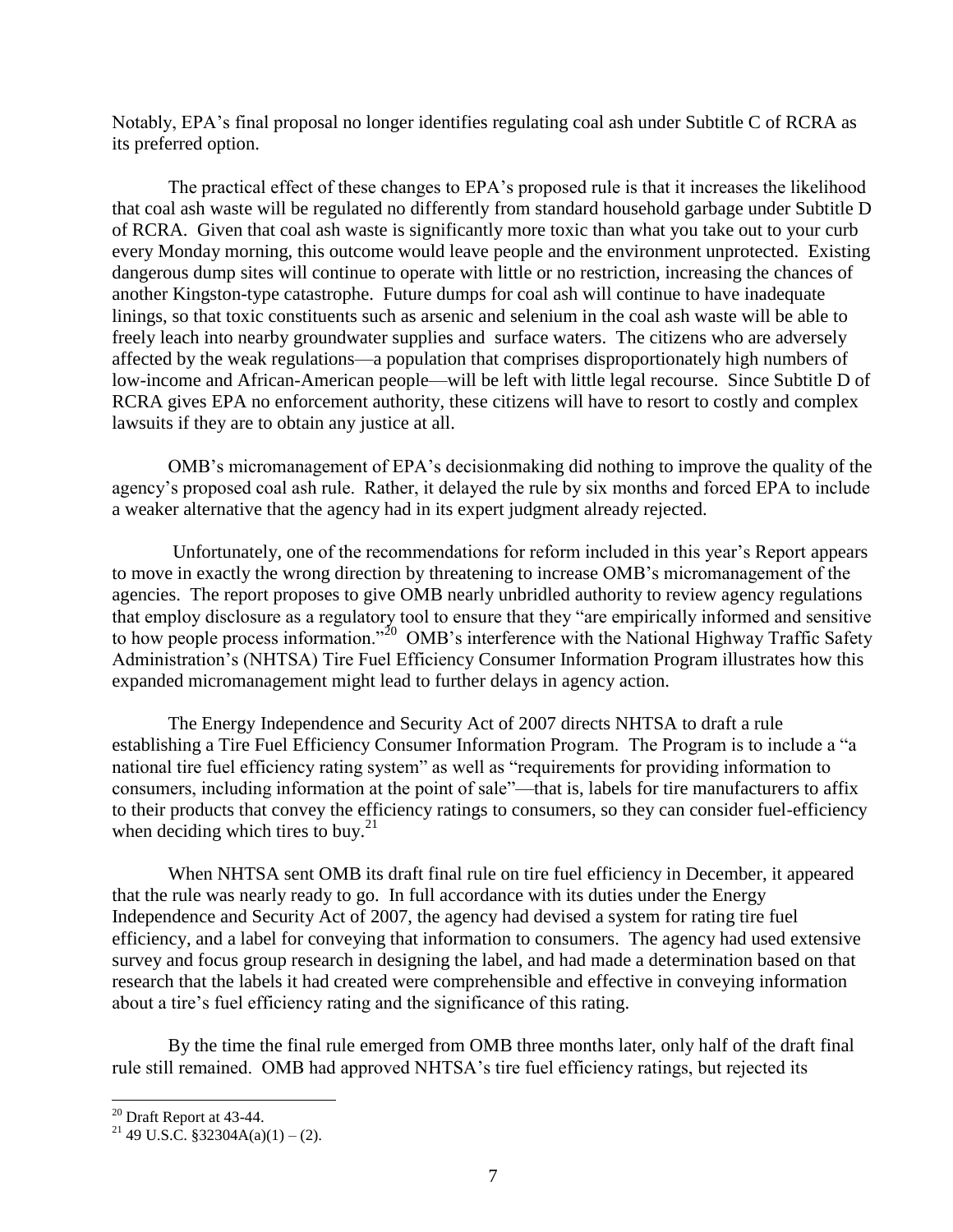Notably, EPA's final proposal no longer identifies regulating coal ash under Subtitle C of RCRA as its preferred option.

The practical effect of these changes to EPA's proposed rule is that it increases the likelihood that coal ash waste will be regulated no differently from standard household garbage under Subtitle D of RCRA. Given that coal ash waste is significantly more toxic than what you take out to your curb every Monday morning, this outcome would leave people and the environment unprotected. Existing dangerous dump sites will continue to operate with little or no restriction, increasing the chances of another Kingston-type catastrophe. Future dumps for coal ash will continue to have inadequate linings, so that toxic constituents such as arsenic and selenium in the coal ash waste will be able to freely leach into nearby groundwater supplies and surface waters. The citizens who are adversely affected by the weak regulations—a population that comprises disproportionately high numbers of low-income and African-American people—will be left with little legal recourse. Since Subtitle D of RCRA gives EPA no enforcement authority, these citizens will have to resort to costly and complex lawsuits if they are to obtain any justice at all.

OMB's micromanagement of EPA's decisionmaking did nothing to improve the quality of the agency's proposed coal ash rule. Rather, it delayed the rule by six months and forced EPA to include a weaker alternative that the agency had in its expert judgment already rejected.

Unfortunately, one of the recommendations for reform included in this year's Report appears to move in exactly the wrong direction by threatening to increase OMB's micromanagement of the agencies. The report proposes to give OMB nearly unbridled authority to review agency regulations that employ disclosure as a regulatory tool to ensure that they "are empirically informed and sensitive to how people process information."[20] OMB's interference with the National Highway Traffic Safety Administration's (NHTSA) Tire Fuel Efficiency Consumer Information Program illustrates how this expanded micromanagement might lead to further delays in agency action.

The Energy Independence and Security Act of 2007 directs NHTSA to draft a rule establishing a Tire Fuel Efficiency Consumer Information Program. The Program is to include a "a national tire fuel efficiency rating system" as well as "requirements for providing information to consumers, including information at the point of sale"—that is, labels for tire manufacturers to affix to their products that convey the efficiency ratings to consumers, so they can consider fuel-efficiency when deciding which tires to buy.[21]

When NHTSA sent OMB its draft final rule on tire fuel efficiency in December, it appeared that the rule was nearly ready to go. In full accordance with its duties under the Energy Independence and Security Act of 2007, the agency had devised a system for rating tire fuel efficiency, and a label for conveying that information to consumers. The agency had used extensive survey and focus group research in designing the label, and had made a determination based on that research that the labels it had created were comprehensible and effective in conveying information about a tire's fuel efficiency rating and the significance of this rating.

By the time the final rule emerged from OMB three months later, only half of the draft final rule still remained. OMB had approved NHTSA's tire fuel efficiency ratings, but rejected its

---

[20] Draft Report at 43-44.

[21] 49 U.S.C. §32304A(a)(1) – (2).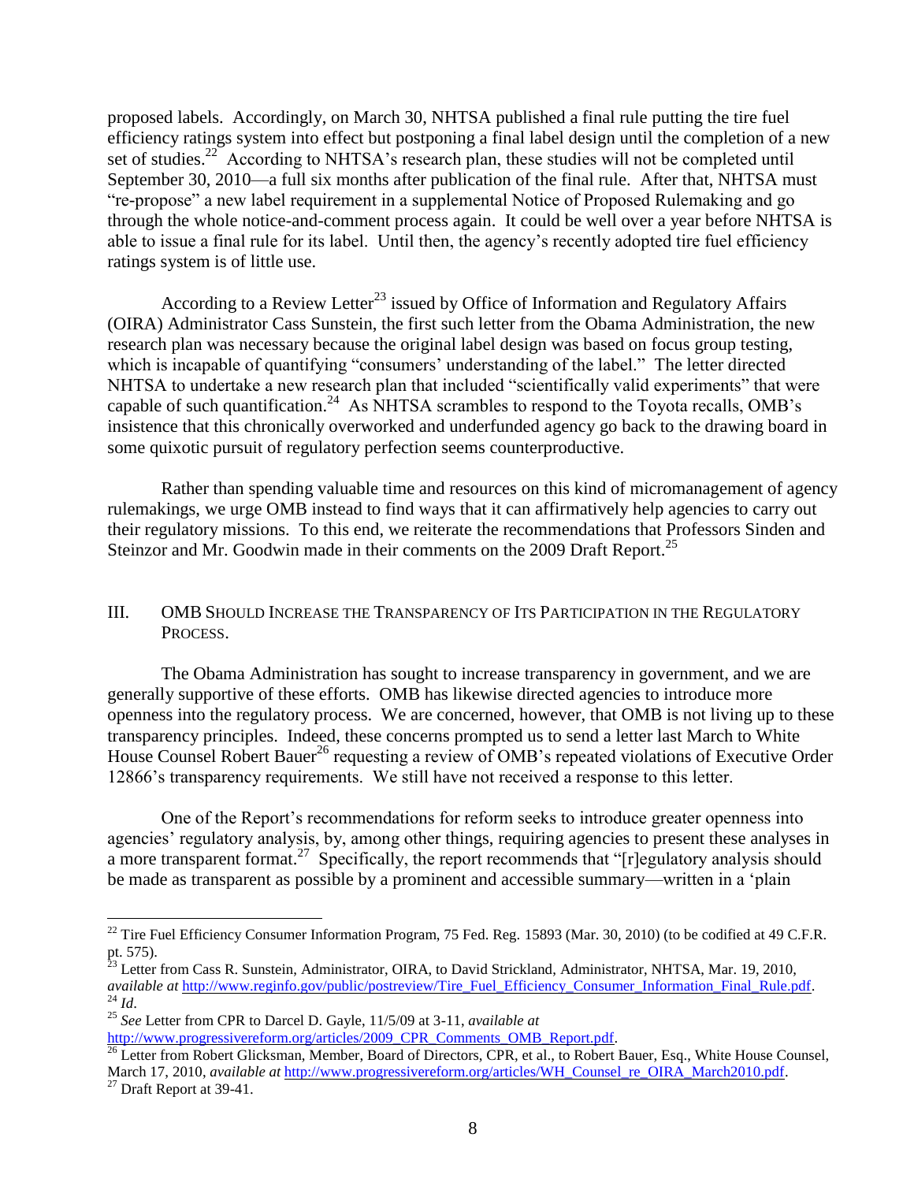proposed labels. Accordingly, on March 30, NHTSA published a final rule putting the tire fuel efficiency ratings system into effect but postponing a final label design until the completion of a new set of studies.[22] According to NHTSA's research plan, these studies will not be completed until September 30, 2010—a full six months after publication of the final rule. After that, NHTSA must "re-propose" a new label requirement in a supplemental Notice of Proposed Rulemaking and go through the whole notice-and-comment process again. It could be well over a year before NHTSA is able to issue a final rule for its label. Until then, the agency's recently adopted tire fuel efficiency ratings system is of little use.

According to a Review Letter[23] issued by Office of Information and Regulatory Affairs (OIRA) Administrator Cass Sunstein, the first such letter from the Obama Administration, the new research plan was necessary because the original label design was based on focus group testing, which is incapable of quantifying "consumers' understanding of the label." The letter directed NHTSA to undertake a new research plan that included "scientifically valid experiments" that were capable of such quantification.[24] As NHTSA scrambles to respond to the Toyota recalls, OMB's insistence that this chronically overworked and underfunded agency go back to the drawing board in some quixotic pursuit of regulatory perfection seems counterproductive.

Rather than spending valuable time and resources on this kind of micromanagement of agency rulemakings, we urge OMB instead to find ways that it can affirmatively help agencies to carry out their regulatory missions. To this end, we reiterate the recommendations that Professors Sinden and Steinzor and Mr. Goodwin made in their comments on the 2009 Draft Report.[25]

## III. OMB Should Increase the Transparency of Its Participation in the Regulatory Process.

The Obama Administration has sought to increase transparency in government, and we are generally supportive of these efforts. OMB has likewise directed agencies to introduce more openness into the regulatory process. We are concerned, however, that OMB is not living up to these transparency principles. Indeed, these concerns prompted us to send a letter last March to White House Counsel Robert Bauer[26] requesting a review of OMB's repeated violations of Executive Order 12866's transparency requirements. We still have not received a response to this letter.

One of the Report's recommendations for reform seeks to introduce greater openness into agencies' regulatory analysis, by, among other things, requiring agencies to present these analyses in a more transparent format.[27] Specifically, the report recommends that "[r]egulatory analysis should be made as transparent as possible by a prominent and accessible summary—written in a 'plain

---

[22] Tire Fuel Efficiency Consumer Information Program, 75 Fed. Reg. 15893 (Mar. 30, 2010) (to be codified at 49 C.F.R. pt. 575).

[23] Letter from Cass R. Sunstein, Administrator, OIRA, to David Strickland, Administrator, NHTSA, Mar. 19, 2010, *available at* http://www.reginfo.gov/public/postreview/Tire_Fuel_Efficiency_Consumer_Information_Final_Rule.pdf.

[24] *Id*.

[25] *See* Letter from CPR to Darcel D. Gayle, 11/5/09 at 3-11, *available at* http://www.progressivereform.org/articles/2009_CPR_Comments_OMB_Report.pdf.

[26] Letter from Robert Glicksman, Member, Board of Directors, CPR, et al., to Robert Bauer, Esq., White House Counsel, March 17, 2010, *available at* http://www.progressivereform.org/articles/WH_Counsel_re_OIRA_March2010.pdf.

[27] Draft Report at 39-41.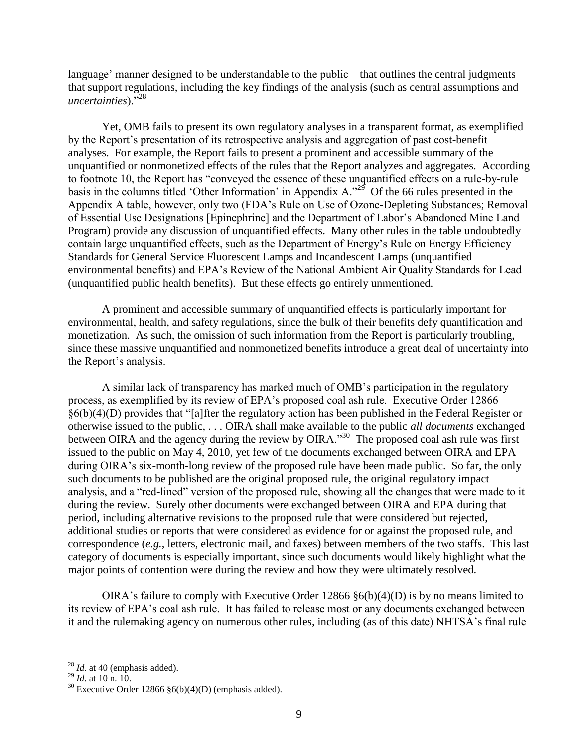language' manner designed to be understandable to the public—that outlines the central judgments that support regulations, including the key findings of the analysis (such as central assumptions and *uncertainties*)."[28]

Yet, OMB fails to present its own regulatory analyses in a transparent format, as exemplified by the Report's presentation of its retrospective analysis and aggregation of past cost-benefit analyses. For example, the Report fails to present a prominent and accessible summary of the unquantified or nonmonetized effects of the rules that the Report analyzes and aggregates. According to footnote 10, the Report has "conveyed the essence of these unquantified effects on a rule-by-rule basis in the columns titled 'Other Information' in Appendix A."[29] Of the 66 rules presented in the Appendix A table, however, only two (FDA's Rule on Use of Ozone-Depleting Substances; Removal of Essential Use Designations [Epinephrine] and the Department of Labor's Abandoned Mine Land Program) provide any discussion of unquantified effects. Many other rules in the table undoubtedly contain large unquantified effects, such as the Department of Energy's Rule on Energy Efficiency Standards for General Service Fluorescent Lamps and Incandescent Lamps (unquantified environmental benefits) and EPA's Review of the National Ambient Air Quality Standards for Lead (unquantified public health benefits). But these effects go entirely unmentioned.

A prominent and accessible summary of unquantified effects is particularly important for environmental, health, and safety regulations, since the bulk of their benefits defy quantification and monetization. As such, the omission of such information from the Report is particularly troubling, since these massive unquantified and nonmonetized benefits introduce a great deal of uncertainty into the Report's analysis.

A similar lack of transparency has marked much of OMB's participation in the regulatory process, as exemplified by its review of EPA's proposed coal ash rule. Executive Order 12866 §6(b)(4)(D) provides that "[a]fter the regulatory action has been published in the Federal Register or otherwise issued to the public, . . . OIRA shall make available to the public *all documents* exchanged between OIRA and the agency during the review by OIRA."[30] The proposed coal ash rule was first issued to the public on May 4, 2010, yet few of the documents exchanged between OIRA and EPA during OIRA's six-month-long review of the proposed rule have been made public. So far, the only such documents to be published are the original proposed rule, the original regulatory impact analysis, and a "red-lined" version of the proposed rule, showing all the changes that were made to it during the review. Surely other documents were exchanged between OIRA and EPA during that period, including alternative revisions to the proposed rule that were considered but rejected, additional studies or reports that were considered as evidence for or against the proposed rule, and correspondence (*e.g.*, letters, electronic mail, and faxes) between members of the two staffs. This last category of documents is especially important, since such documents would likely highlight what the major points of contention were during the review and how they were ultimately resolved.

OIRA's failure to comply with Executive Order 12866 §6(b)(4)(D) is by no means limited to its review of EPA's coal ash rule. It has failed to release most or any documents exchanged between it and the rulemaking agency on numerous other rules, including (as of this date) NHTSA's final rule

---

[28] *Id*. at 40 (emphasis added).

[29] *Id*. at 10 n. 10.

[30] Executive Order 12866 §6(b)(4)(D) (emphasis added).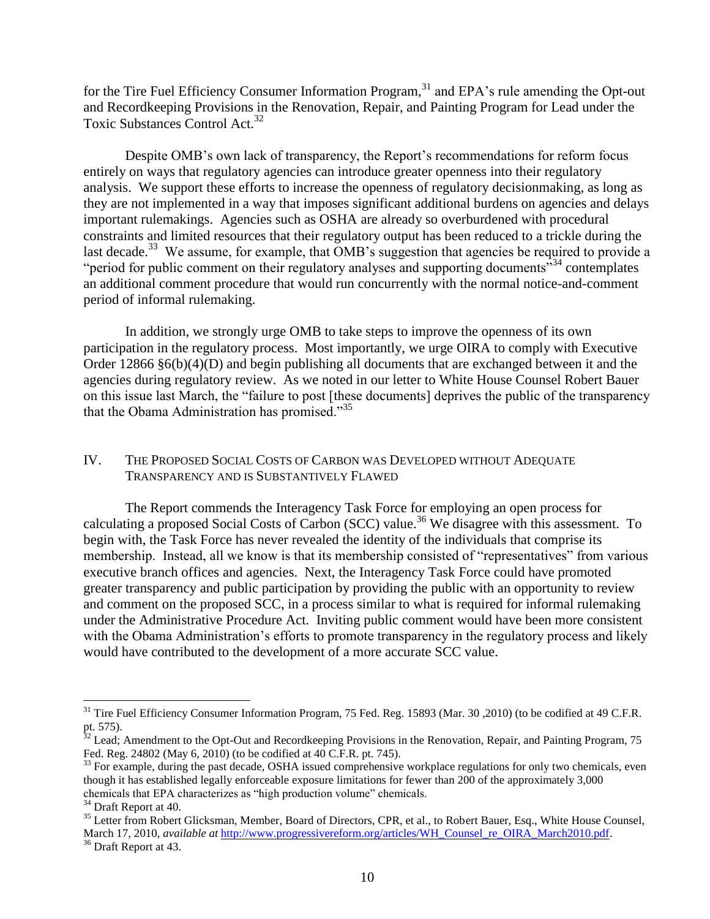for the Tire Fuel Efficiency Consumer Information Program,[31] and EPA's rule amending the Opt-out and Recordkeeping Provisions in the Renovation, Repair, and Painting Program for Lead under the Toxic Substances Control Act.[32]

Despite OMB's own lack of transparency, the Report's recommendations for reform focus entirely on ways that regulatory agencies can introduce greater openness into their regulatory analysis. We support these efforts to increase the openness of regulatory decisionmaking, as long as they are not implemented in a way that imposes significant additional burdens on agencies and delays important rulemakings. Agencies such as OSHA are already so overburdened with procedural constraints and limited resources that their regulatory output has been reduced to a trickle during the last decade.[33] We assume, for example, that OMB's suggestion that agencies be required to provide a "period for public comment on their regulatory analyses and supporting documents"[34] contemplates an additional comment procedure that would run concurrently with the normal notice-and-comment period of informal rulemaking.

In addition, we strongly urge OMB to take steps to improve the openness of its own participation in the regulatory process. Most importantly, we urge OIRA to comply with Executive Order 12866 §6(b)(4)(D) and begin publishing all documents that are exchanged between it and the agencies during regulatory review. As we noted in our letter to White House Counsel Robert Bauer on this issue last March, the "failure to post [these documents] deprives the public of the transparency that the Obama Administration has promised."[35]

## IV. The Proposed Social Costs of Carbon was Developed without Adequate Transparency and is Substantively Flawed

The Report commends the Interagency Task Force for employing an open process for calculating a proposed Social Costs of Carbon (SCC) value.[36] We disagree with this assessment. To begin with, the Task Force has never revealed the identity of the individuals that comprise its membership. Instead, all we know is that its membership consisted of "representatives" from various executive branch offices and agencies. Next, the Interagency Task Force could have promoted greater transparency and public participation by providing the public with an opportunity to review and comment on the proposed SCC, in a process similar to what is required for informal rulemaking under the Administrative Procedure Act. Inviting public comment would have been more consistent with the Obama Administration's efforts to promote transparency in the regulatory process and likely would have contributed to the development of a more accurate SCC value.

---

[31] Tire Fuel Efficiency Consumer Information Program, 75 Fed. Reg. 15893 (Mar. 30 ,2010) (to be codified at 49 C.F.R. pt. 575).

[32] Lead; Amendment to the Opt-Out and Recordkeeping Provisions in the Renovation, Repair, and Painting Program, 75 Fed. Reg. 24802 (May 6, 2010) (to be codified at 40 C.F.R. pt. 745).

[33] For example, during the past decade, OSHA issued comprehensive workplace regulations for only two chemicals, even though it has established legally enforceable exposure limitations for fewer than 200 of the approximately 3,000 chemicals that EPA characterizes as "high production volume" chemicals.

[34] Draft Report at 40.

[35] Letter from Robert Glicksman, Member, Board of Directors, CPR, et al., to Robert Bauer, Esq., White House Counsel, March 17, 2010, *available at* http://www.progressivereform.org/articles/WH_Counsel_re_OIRA_March2010.pdf.

[36] Draft Report at 43.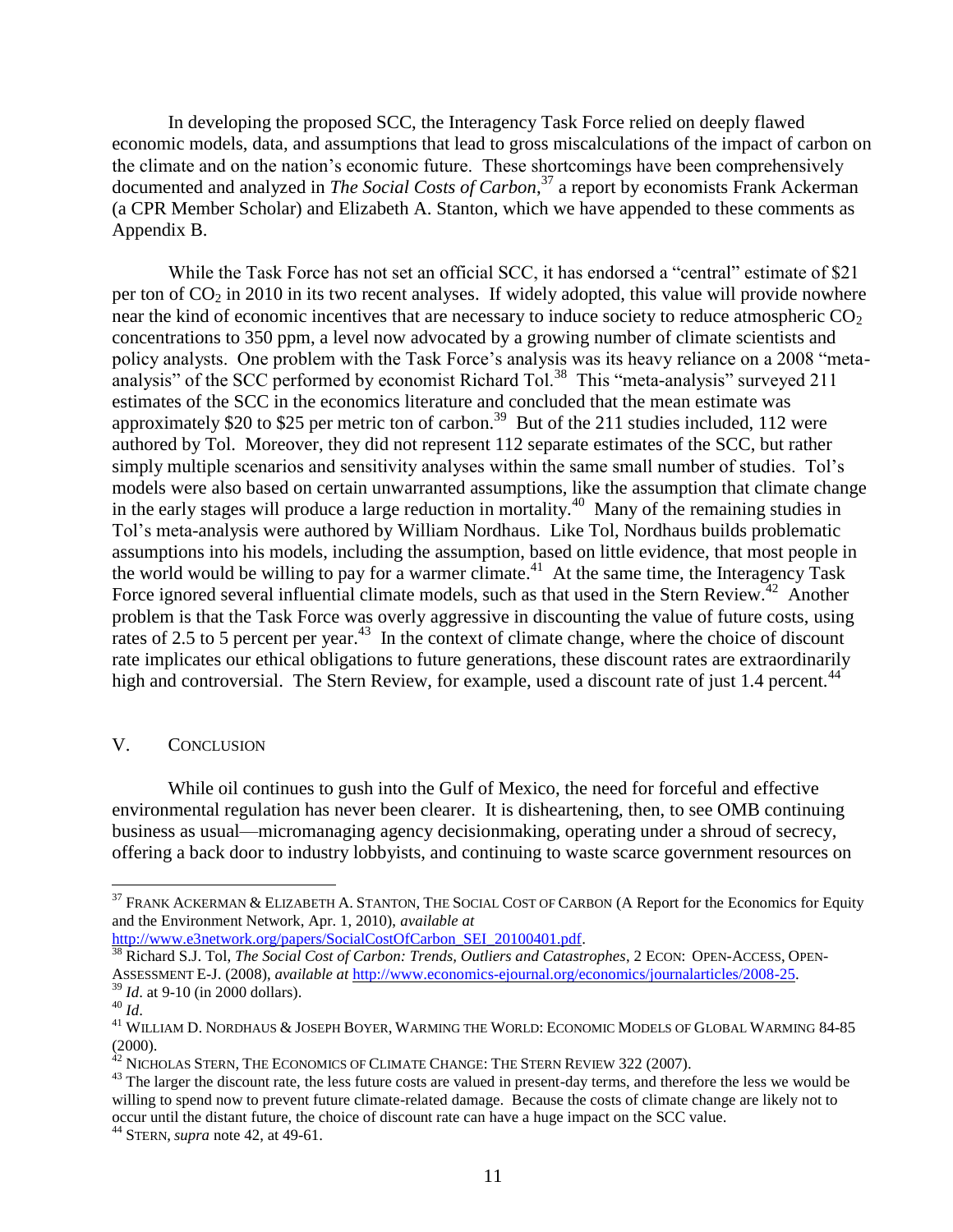In developing the proposed SCC, the Interagency Task Force relied on deeply flawed economic models, data, and assumptions that lead to gross miscalculations of the impact of carbon on the climate and on the nation's economic future. These shortcomings have been comprehensively documented and analyzed in *The Social Costs of Carbon*,[37] a report by economists Frank Ackerman (a CPR Member Scholar) and Elizabeth A. Stanton, which we have appended to these comments as Appendix B.

While the Task Force has not set an official SCC, it has endorsed a "central" estimate of $21 per ton of $CO_2$ in 2010 in its two recent analyses. If widely adopted, this value will provide nowhere near the kind of economic incentives that are necessary to induce society to reduce atmospheric $CO_2$ concentrations to 350 ppm, a level now advocated by a growing number of climate scientists and policy analysts. One problem with the Task Force's analysis was its heavy reliance on a 2008 "meta-analysis" of the SCC performed by economist Richard Tol.[38] This "meta-analysis" surveyed 211 estimates of the SCC in the economics literature and concluded that the mean estimate was approximately $20 to $25 per metric ton of carbon.[39] But of the 211 studies included, 112 were authored by Tol. Moreover, they did not represent 112 separate estimates of the SCC, but rather simply multiple scenarios and sensitivity analyses within the same small number of studies. Tol's models were also based on certain unwarranted assumptions, like the assumption that climate change in the early stages will produce a large reduction in mortality.[40] Many of the remaining studies in Tol's meta-analysis were authored by William Nordhaus. Like Tol, Nordhaus builds problematic assumptions into his models, including the assumption, based on little evidence, that most people in the world would be willing to pay for a warmer climate.[41] At the same time, the Interagency Task Force ignored several influential climate models, such as that used in the Stern Review.[42] Another problem is that the Task Force was overly aggressive in discounting the value of future costs, using rates of 2.5 to 5 percent per year.[43] In the context of climate change, where the choice of discount rate implicates our ethical obligations to future generations, these discount rates are extraordinarily high and controversial. The Stern Review, for example, used a discount rate of just 1.4 percent.[44]

## V. Conclusion

While oil continues to gush into the Gulf of Mexico, the need for forceful and effective environmental regulation has never been clearer. It is disheartening, then, to see OMB continuing business as usual—micromanaging agency decisionmaking, operating under a shroud of secrecy, offering a back door to industry lobbyists, and continuing to waste scarce government resources on

---

[37] Frank Ackerman & Elizabeth A. Stanton, The Social Cost of Carbon (A Report for the Economics for Equity and the Environment Network, Apr. 1, 2010), *available at* http://www.e3network.org/papers/SocialCostOfCarbon_SEI_20100401.pdf.

[38] Richard S.J. Tol, *The Social Cost of Carbon: Trends, Outliers and Catastrophes*, 2 Econ: Open-Access, Open-Assessment E-J. (2008), *available at* http://www.economics-ejournal.org/economics/journalarticles/2008-25.

[39] *Id*. at 9-10 (in 2000 dollars).

[40] *Id*.

[41] William D. Nordhaus & Joseph Boyer, Warming the World: Economic Models of Global Warming 84-85 (2000).

[42] Nicholas Stern, The Economics of Climate Change: The Stern Review 322 (2007).

[43] The larger the discount rate, the less future costs are valued in present-day terms, and therefore the less we would be willing to spend now to prevent future climate-related damage. Because the costs of climate change are likely not to occur until the distant future, the choice of discount rate can have a huge impact on the SCC value.

[44] Stern, *supra* note 42, at 49-61.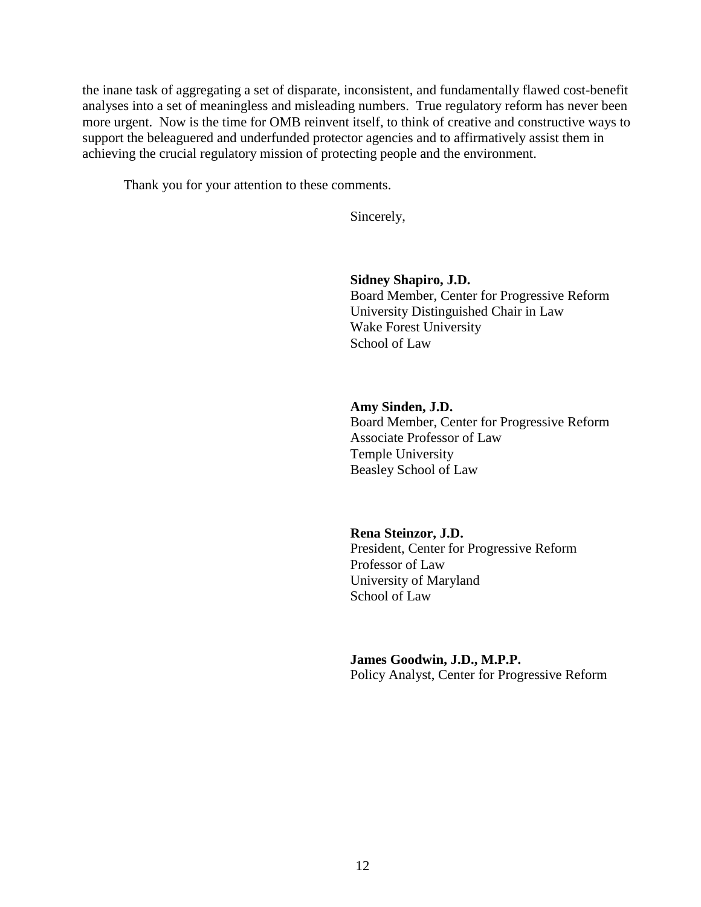the inane task of aggregating a set of disparate, inconsistent, and fundamentally flawed cost-benefit analyses into a set of meaningless and misleading numbers. True regulatory reform has never been more urgent. Now is the time for OMB reinvent itself, to think of creative and constructive ways to support the beleaguered and underfunded protector agencies and to affirmatively assist them in achieving the crucial regulatory mission of protecting people and the environment.

Thank you for your attention to these comments.

Sincerely,

**Sidney Shapiro, J.D.**
Board Member, Center for Progressive Reform
University Distinguished Chair in Law
Wake Forest University
School of Law

**Amy Sinden, J.D.**
Board Member, Center for Progressive Reform
Associate Professor of Law
Temple University
Beasley School of Law

**Rena Steinzor, J.D.**
President, Center for Progressive Reform
Professor of Law
University of Maryland
School of Law

**James Goodwin, J.D., M.P.P.**
Policy Analyst, Center for Progressive Reform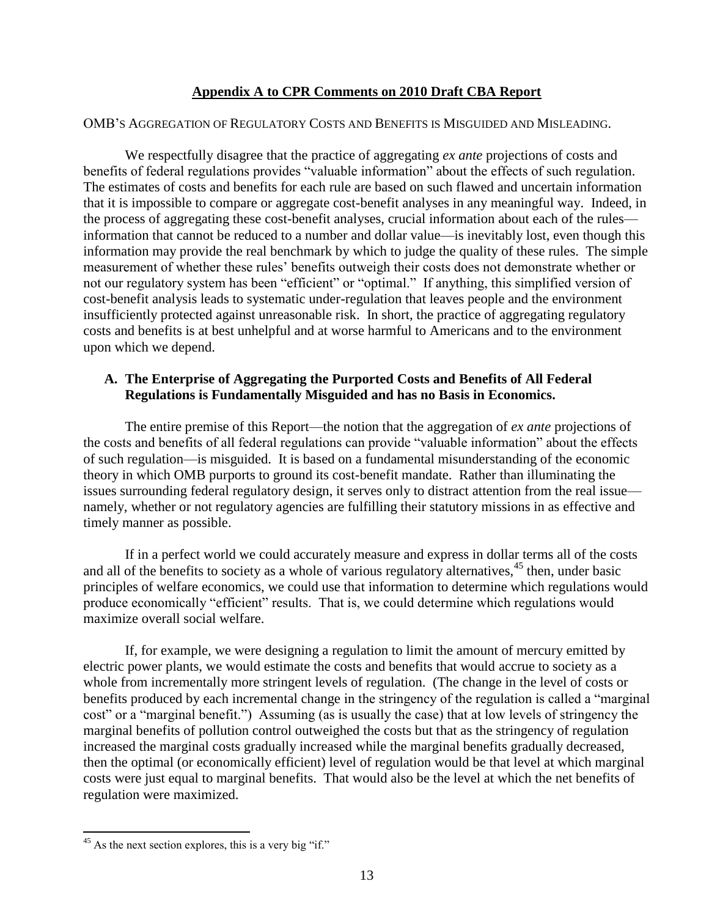## Appendix A to CPR Comments on 2010 Draft CBA Report

OMB'S AGGREGATION OF REGULATORY COSTS AND BENEFITS IS MISGUIDED AND MISLEADING.

We respectfully disagree that the practice of aggregating *ex ante* projections of costs and benefits of federal regulations provides "valuable information" about the effects of such regulation. The estimates of costs and benefits for each rule are based on such flawed and uncertain information that it is impossible to compare or aggregate cost-benefit analyses in any meaningful way. Indeed, in the process of aggregating these cost-benefit analyses, crucial information about each of the rules—information that cannot be reduced to a number and dollar value—is inevitably lost, even though this information may provide the real benchmark by which to judge the quality of these rules. The simple measurement of whether these rules' benefits outweigh their costs does not demonstrate whether or not our regulatory system has been "efficient" or "optimal." If anything, this simplified version of cost-benefit analysis leads to systematic under-regulation that leaves people and the environment insufficiently protected against unreasonable risk. In short, the practice of aggregating regulatory costs and benefits is at best unhelpful and at worse harmful to Americans and to the environment upon which we depend.

### A. The Enterprise of Aggregating the Purported Costs and Benefits of All Federal Regulations is Fundamentally Misguided and has no Basis in Economics.

The entire premise of this Report—the notion that the aggregation of *ex ante* projections of the costs and benefits of all federal regulations can provide "valuable information" about the effects of such regulation—is misguided. It is based on a fundamental misunderstanding of the economic theory in which OMB purports to ground its cost-benefit mandate. Rather than illuminating the issues surrounding federal regulatory design, it serves only to distract attention from the real issue—namely, whether or not regulatory agencies are fulfilling their statutory missions in as effective and timely manner as possible.

If in a perfect world we could accurately measure and express in dollar terms all of the costs and all of the benefits to society as a whole of various regulatory alternatives,[45] then, under basic principles of welfare economics, we could use that information to determine which regulations would produce economically "efficient" results. That is, we could determine which regulations would maximize overall social welfare.

If, for example, we were designing a regulation to limit the amount of mercury emitted by electric power plants, we would estimate the costs and benefits that would accrue to society as a whole from incrementally more stringent levels of regulation. (The change in the level of costs or benefits produced by each incremental change in the stringency of the regulation is called a "marginal cost" or a "marginal benefit.") Assuming (as is usually the case) that at low levels of stringency the marginal benefits of pollution control outweighed the costs but that as the stringency of regulation increased the marginal costs gradually increased while the marginal benefits gradually decreased, then the optimal (or economically efficient) level of regulation would be that level at which marginal costs were just equal to marginal benefits. That would also be the level at which the net benefits of regulation were maximized.

---

[45] As the next section explores, this is a very big "if."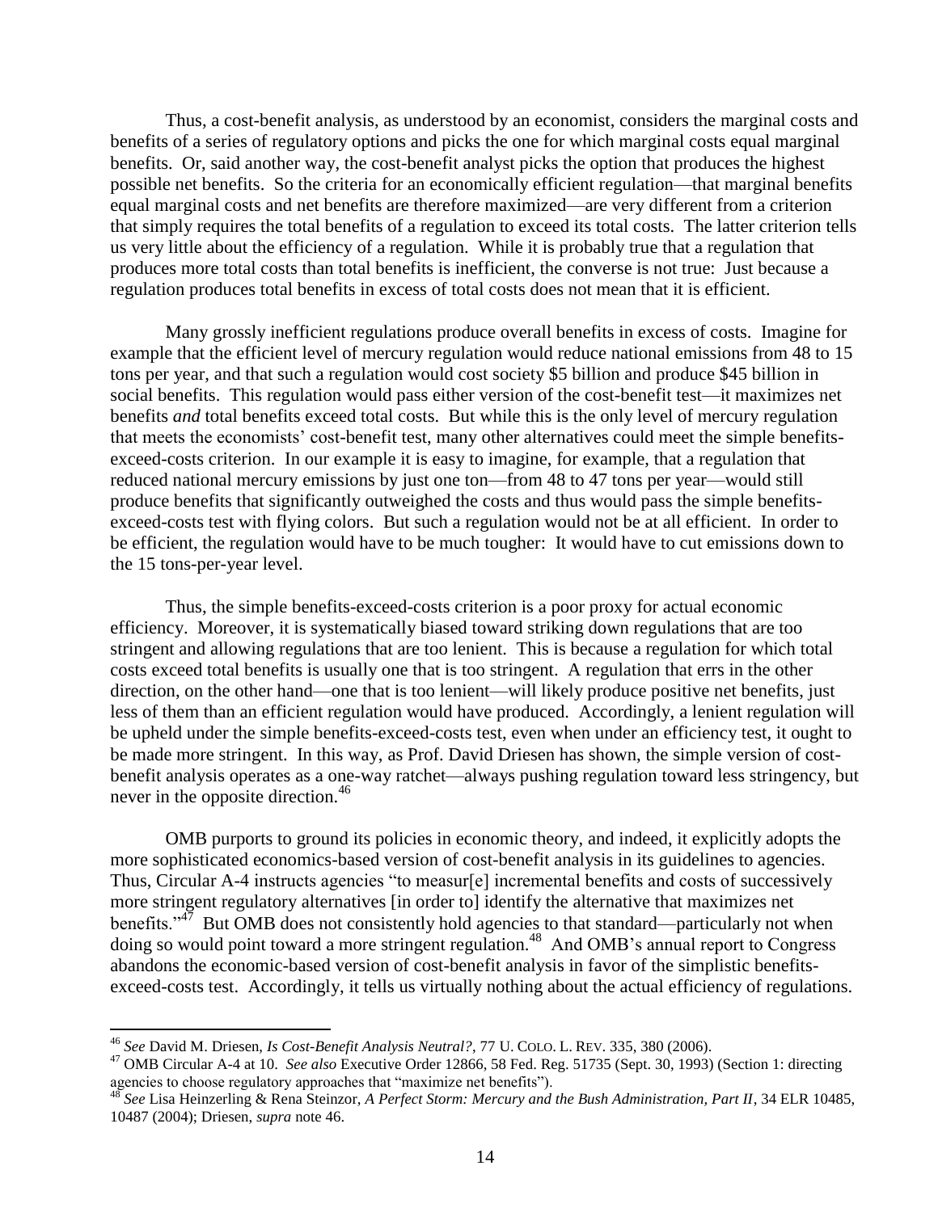Thus, a cost-benefit analysis, as understood by an economist, considers the marginal costs and benefits of a series of regulatory options and picks the one for which marginal costs equal marginal benefits. Or, said another way, the cost-benefit analyst picks the option that produces the highest possible net benefits. So the criteria for an economically efficient regulation—that marginal benefits equal marginal costs and net benefits are therefore maximized—are very different from a criterion that simply requires the total benefits of a regulation to exceed its total costs. The latter criterion tells us very little about the efficiency of a regulation. While it is probably true that a regulation that produces more total costs than total benefits is inefficient, the converse is not true: Just because a regulation produces total benefits in excess of total costs does not mean that it is efficient.

Many grossly inefficient regulations produce overall benefits in excess of costs. Imagine for example that the efficient level of mercury regulation would reduce national emissions from 48 to 15 tons per year, and that such a regulation would cost society \$5 billion and produce \$45 billion in social benefits. This regulation would pass either version of the cost-benefit test—it maximizes net benefits *and* total benefits exceed total costs. But while this is the only level of mercury regulation that meets the economists' cost-benefit test, many other alternatives could meet the simple benefits-exceed-costs criterion. In our example it is easy to imagine, for example, that a regulation that reduced national mercury emissions by just one ton—from 48 to 47 tons per year—would still produce benefits that significantly outweighed the costs and thus would pass the simple benefits-exceed-costs test with flying colors. But such a regulation would not be at all efficient. In order to be efficient, the regulation would have to be much tougher: It would have to cut emissions down to the 15 tons-per-year level.

Thus, the simple benefits-exceed-costs criterion is a poor proxy for actual economic efficiency. Moreover, it is systematically biased toward striking down regulations that are too stringent and allowing regulations that are too lenient. This is because a regulation for which total costs exceed total benefits is usually one that is too stringent. A regulation that errs in the other direction, on the other hand—one that is too lenient—will likely produce positive net benefits, just less of them than an efficient regulation would have produced. Accordingly, a lenient regulation will be upheld under the simple benefits-exceed-costs test, even when under an efficiency test, it ought to be made more stringent. In this way, as Prof. David Driesen has shown, the simple version of cost-benefit analysis operates as a one-way ratchet—always pushing regulation toward less stringency, but never in the opposite direction.[46]

OMB purports to ground its policies in economic theory, and indeed, it explicitly adopts the more sophisticated economics-based version of cost-benefit analysis in its guidelines to agencies. Thus, Circular A-4 instructs agencies "to measur[e] incremental benefits and costs of successively more stringent regulatory alternatives [in order to] identify the alternative that maximizes net benefits."[47] But OMB does not consistently hold agencies to that standard—particularly not when doing so would point toward a more stringent regulation.[48] And OMB's annual report to Congress abandons the economic-based version of cost-benefit analysis in favor of the simplistic benefits-exceed-costs test. Accordingly, it tells us virtually nothing about the actual efficiency of regulations.

---

[46] *See* David M. Driesen, *Is Cost-Benefit Analysis Neutral?*, 77 U. COLO. L. REV. 335, 380 (2006).

[47] OMB Circular A-4 at 10. *See also* Executive Order 12866, 58 Fed. Reg. 51735 (Sept. 30, 1993) (Section 1: directing agencies to choose regulatory approaches that "maximize net benefits").

[48] *See* Lisa Heinzerling & Rena Steinzor, *A Perfect Storm: Mercury and the Bush Administration, Part II*, 34 ELR 10485, 10487 (2004); Driesen, *supra* note 46.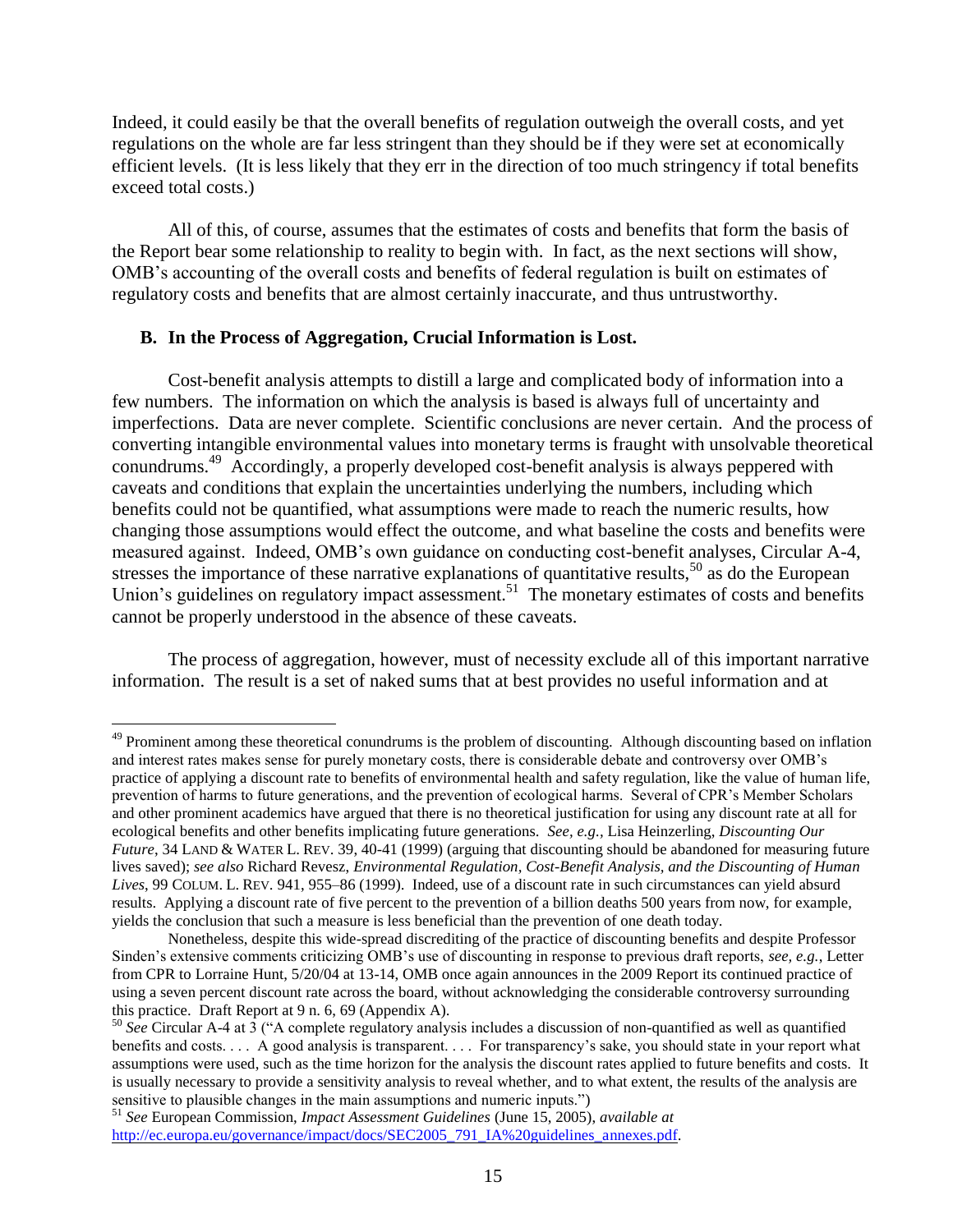Indeed, it could easily be that the overall benefits of regulation outweigh the overall costs, and yet regulations on the whole are far less stringent than they should be if they were set at economically efficient levels. (It is less likely that they err in the direction of too much stringency if total benefits exceed total costs.)

All of this, of course, assumes that the estimates of costs and benefits that form the basis of the Report bear some relationship to reality to begin with. In fact, as the next sections will show, OMB's accounting of the overall costs and benefits of federal regulation is built on estimates of regulatory costs and benefits that are almost certainly inaccurate, and thus untrustworthy.

### B. In the Process of Aggregation, Crucial Information is Lost.

Cost-benefit analysis attempts to distill a large and complicated body of information into a few numbers. The information on which the analysis is based is always full of uncertainty and imperfections. Data are never complete. Scientific conclusions are never certain. And the process of converting intangible environmental values into monetary terms is fraught with unsolvable theoretical conundrums.[49] Accordingly, a properly developed cost-benefit analysis is always peppered with caveats and conditions that explain the uncertainties underlying the numbers, including which benefits could not be quantified, what assumptions were made to reach the numeric results, how changing those assumptions would effect the outcome, and what baseline the costs and benefits were measured against. Indeed, OMB's own guidance on conducting cost-benefit analyses, Circular A-4, stresses the importance of these narrative explanations of quantitative results,[50] as do the European Union's guidelines on regulatory impact assessment.[51] The monetary estimates of costs and benefits cannot be properly understood in the absence of these caveats.

The process of aggregation, however, must of necessity exclude all of this important narrative information. The result is a set of naked sums that at best provides no useful information and at

---

[49] Prominent among these theoretical conundrums is the problem of discounting. Although discounting based on inflation and interest rates makes sense for purely monetary costs, there is considerable debate and controversy over OMB's practice of applying a discount rate to benefits of environmental health and safety regulation, like the value of human life, prevention of harms to future generations, and the prevention of ecological harms. Several of CPR's Member Scholars and other prominent academics have argued that there is no theoretical justification for using any discount rate at all for ecological benefits and other benefits implicating future generations. *See, e.g.*, Lisa Heinzerling, *Discounting Our Future*, 34 LAND & WATER L. REV. 39, 40-41 (1999) (arguing that discounting should be abandoned for measuring future lives saved); *see also* Richard Revesz, *Environmental Regulation, Cost-Benefit Analysis, and the Discounting of Human Lives*, 99 COLUM. L. REV. 941, 955–86 (1999). Indeed, use of a discount rate in such circumstances can yield absurd results. Applying a discount rate of five percent to the prevention of a billion deaths 500 years from now, for example, yields the conclusion that such a measure is less beneficial than the prevention of one death today.

Nonetheless, despite this wide-spread discrediting of the practice of discounting benefits and despite Professor Sinden's extensive comments criticizing OMB's use of discounting in response to previous draft reports, *see, e.g.*, Letter from CPR to Lorraine Hunt, 5/20/04 at 13-14, OMB once again announces in the 2009 Report its continued practice of using a seven percent discount rate across the board, without acknowledging the considerable controversy surrounding this practice. Draft Report at 9 n. 6, 69 (Appendix A).

[50] *See* Circular A-4 at 3 ("A complete regulatory analysis includes a discussion of non-quantified as well as quantified benefits and costs. . . . A good analysis is transparent. . . . For transparency's sake, you should state in your report what assumptions were used, such as the time horizon for the analysis the discount rates applied to future benefits and costs. It is usually necessary to provide a sensitivity analysis to reveal whether, and to what extent, the results of the analysis are sensitive to plausible changes in the main assumptions and numeric inputs.")

[51] *See* European Commission, *Impact Assessment Guidelines* (June 15, 2005), *available at* http://ec.europa.eu/governance/impact/docs/SEC2005_791_IA%20guidelines_annexes.pdf.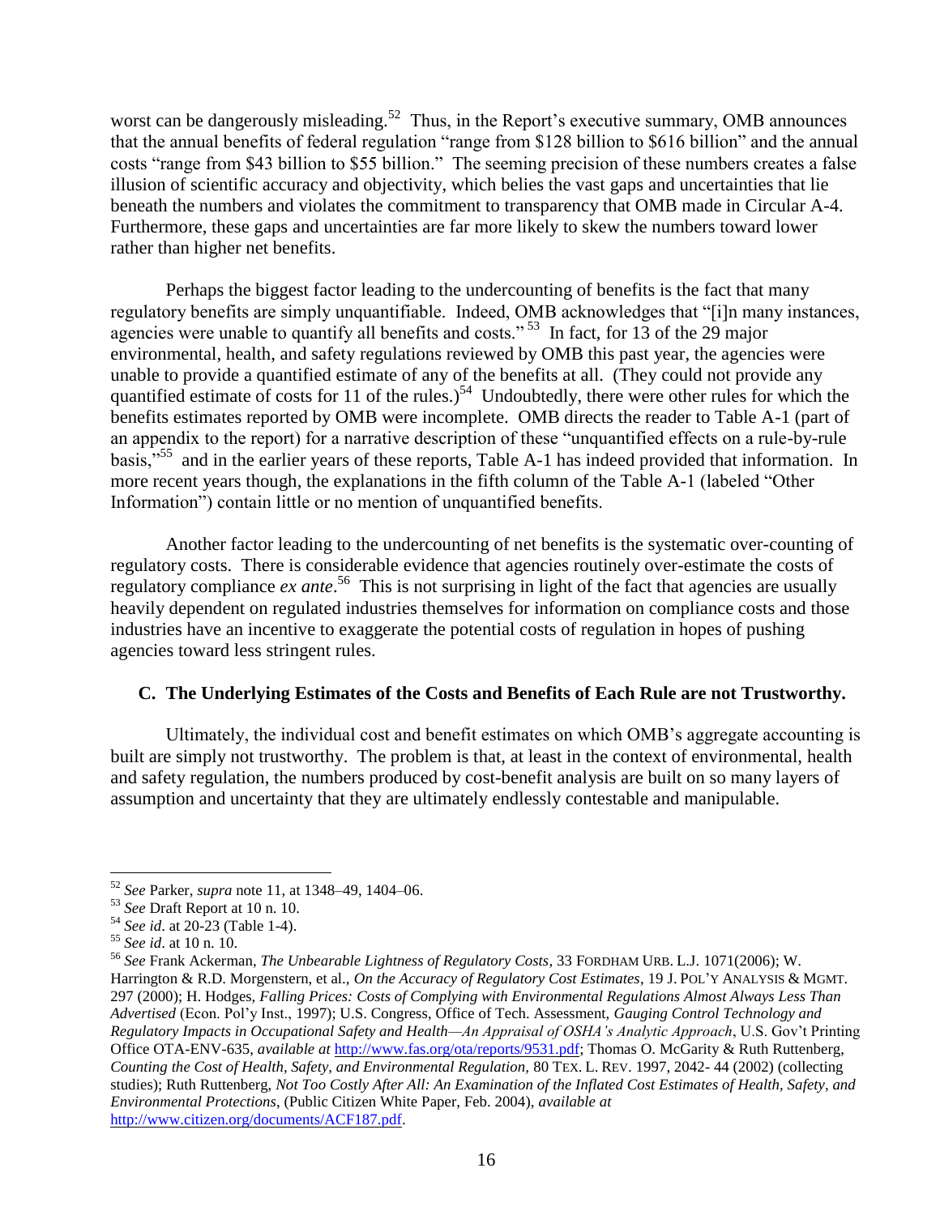worst can be dangerously misleading.[52] Thus, in the Report's executive summary, OMB announces that the annual benefits of federal regulation "range from $128 billion to $616 billion" and the annual costs "range from $43 billion to $55 billion." The seeming precision of these numbers creates a false illusion of scientific accuracy and objectivity, which belies the vast gaps and uncertainties that lie beneath the numbers and violates the commitment to transparency that OMB made in Circular A-4. Furthermore, these gaps and uncertainties are far more likely to skew the numbers toward lower rather than higher net benefits.

Perhaps the biggest factor leading to the undercounting of benefits is the fact that many regulatory benefits are simply unquantifiable. Indeed, OMB acknowledges that "[i]n many instances, agencies were unable to quantify all benefits and costs."[53] In fact, for 13 of the 29 major environmental, health, and safety regulations reviewed by OMB this past year, the agencies were unable to provide a quantified estimate of any of the benefits at all. (They could not provide any quantified estimate of costs for 11 of the rules.)[54] Undoubtedly, there were other rules for which the benefits estimates reported by OMB were incomplete. OMB directs the reader to Table A-1 (part of an appendix to the report) for a narrative description of these "unquantified effects on a rule-by-rule basis,"[55] and in the earlier years of these reports, Table A-1 has indeed provided that information. In more recent years though, the explanations in the fifth column of the Table A-1 (labeled "Other Information") contain little or no mention of unquantified benefits.

Another factor leading to the undercounting of net benefits is the systematic over-counting of regulatory costs. There is considerable evidence that agencies routinely over-estimate the costs of regulatory compliance *ex ante*.[56] This is not surprising in light of the fact that agencies are usually heavily dependent on regulated industries themselves for information on compliance costs and those industries have an incentive to exaggerate the potential costs of regulation in hopes of pushing agencies toward less stringent rules.

### C. The Underlying Estimates of the Costs and Benefits of Each Rule are not Trustworthy.

Ultimately, the individual cost and benefit estimates on which OMB's aggregate accounting is built are simply not trustworthy. The problem is that, at least in the context of environmental, health and safety regulation, the numbers produced by cost-benefit analysis are built on so many layers of assumption and uncertainty that they are ultimately endlessly contestable and manipulable.

---

[52] *See* Parker, *supra* note 11, at 1348–49, 1404–06.

[53] *See* Draft Report at 10 n. 10.

[54] *See id*. at 20-23 (Table 1-4).

[55] *See id*. at 10 n. 10.

[56] *See* Frank Ackerman, *The Unbearable Lightness of Regulatory Costs*, 33 FORDHAM URB. L.J. 1071(2006); W. Harrington & R.D. Morgenstern, et al., *On the Accuracy of Regulatory Cost Estimates*, 19 J. POL'Y ANALYSIS & MGMT. 297 (2000); H. Hodges, *Falling Prices: Costs of Complying with Environmental Regulations Almost Always Less Than Advertised* (Econ. Pol'y Inst., 1997); U.S. Congress, Office of Tech. Assessment, *Gauging Control Technology and Regulatory Impacts in Occupational Safety and Health—An Appraisal of OSHA's Analytic Approach*, U.S. Gov't Printing Office OTA-ENV-635, *available at* http://www.fas.org/ota/reports/9531.pdf; Thomas O. McGarity & Ruth Ruttenberg, *Counting the Cost of Health, Safety, and Environmental Regulation,* 80 TEX. L. REV. 1997, 2042- 44 (2002) (collecting studies); Ruth Ruttenberg, *Not Too Costly After All: An Examination of the Inflated Cost Estimates of Health, Safety, and Environmental Protections*, (Public Citizen White Paper, Feb. 2004), *available at* http://www.citizen.org/documents/ACF187.pdf.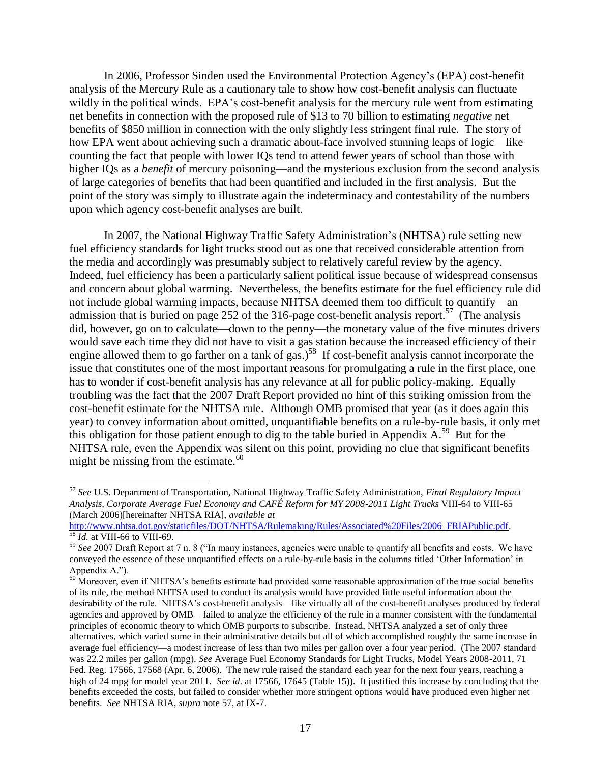In 2006, Professor Sinden used the Environmental Protection Agency's (EPA) cost-benefit analysis of the Mercury Rule as a cautionary tale to show how cost-benefit analysis can fluctuate wildly in the political winds. EPA's cost-benefit analysis for the mercury rule went from estimating net benefits in connection with the proposed rule of $13 to 70 billion to estimating *negative* net benefits of $850 million in connection with the only slightly less stringent final rule. The story of how EPA went about achieving such a dramatic about-face involved stunning leaps of logic—like counting the fact that people with lower IQs tend to attend fewer years of school than those with higher IQs as a *benefit* of mercury poisoning—and the mysterious exclusion from the second analysis of large categories of benefits that had been quantified and included in the first analysis. But the point of the story was simply to illustrate again the indeterminacy and contestability of the numbers upon which agency cost-benefit analyses are built.

In 2007, the National Highway Traffic Safety Administration's (NHTSA) rule setting new fuel efficiency standards for light trucks stood out as one that received considerable attention from the media and accordingly was presumably subject to relatively careful review by the agency. Indeed, fuel efficiency has been a particularly salient political issue because of widespread consensus and concern about global warming. Nevertheless, the benefits estimate for the fuel efficiency rule did not include global warming impacts, because NHTSA deemed them too difficult to quantify—an admission that is buried on page 252 of the 316-page cost-benefit analysis report.[57] (The analysis did, however, go on to calculate—down to the penny—the monetary value of the five minutes drivers would save each time they did not have to visit a gas station because the increased efficiency of their engine allowed them to go farther on a tank of gas.)[58] If cost-benefit analysis cannot incorporate the issue that constitutes one of the most important reasons for promulgating a rule in the first place, one has to wonder if cost-benefit analysis has any relevance at all for public policy-making. Equally troubling was the fact that the 2007 Draft Report provided no hint of this striking omission from the cost-benefit estimate for the NHTSA rule. Although OMB promised that year (as it does again this year) to convey information about omitted, unquantifiable benefits on a rule-by-rule basis, it only met this obligation for those patient enough to dig to the table buried in Appendix A.[59] But for the NHTSA rule, even the Appendix was silent on this point, providing no clue that significant benefits might be missing from the estimate.[60]

---

[57] *See* U.S. Department of Transportation, National Highway Traffic Safety Administration, *Final Regulatory Impact Analysis, Corporate Average Fuel Economy and CAFÉ Reform for MY 2008-2011 Light Trucks* VIII-64 to VIII-65 (March 2006)[hereinafter NHTSA RIA], *available at* http://www.nhtsa.dot.gov/staticfiles/DOT/NHTSA/Rulemaking/Rules/Associated%20Files/2006_FRIAPublic.pdf.

[58] *Id.* at VIII-66 to VIII-69.

[59] *See* 2007 Draft Report at 7 n. 8 ("In many instances, agencies were unable to quantify all benefits and costs. We have conveyed the essence of these unquantified effects on a rule-by-rule basis in the columns titled 'Other Information' in Appendix A.").

[60] Moreover, even if NHTSA's benefits estimate had provided some reasonable approximation of the true social benefits of its rule, the method NHTSA used to conduct its analysis would have provided little useful information about the desirability of the rule. NHTSA's cost-benefit analysis—like virtually all of the cost-benefit analyses produced by federal agencies and approved by OMB—failed to analyze the efficiency of the rule in a manner consistent with the fundamental principles of economic theory to which OMB purports to subscribe. Instead, NHTSA analyzed a set of only three alternatives, which varied some in their administrative details but all of which accomplished roughly the same increase in average fuel efficiency—a modest increase of less than two miles per gallon over a four year period. (The 2007 standard was 22.2 miles per gallon (mpg). *See* Average Fuel Economy Standards for Light Trucks, Model Years 2008-2011, 71 Fed. Reg. 17566, 17568 (Apr. 6, 2006). The new rule raised the standard each year for the next four years, reaching a high of 24 mpg for model year 2011. *See id.* at 17566, 17645 (Table 15)). It justified this increase by concluding that the benefits exceeded the costs, but failed to consider whether more stringent options would have produced even higher net benefits. *See* NHTSA RIA, *supra* note 57, at IX-7.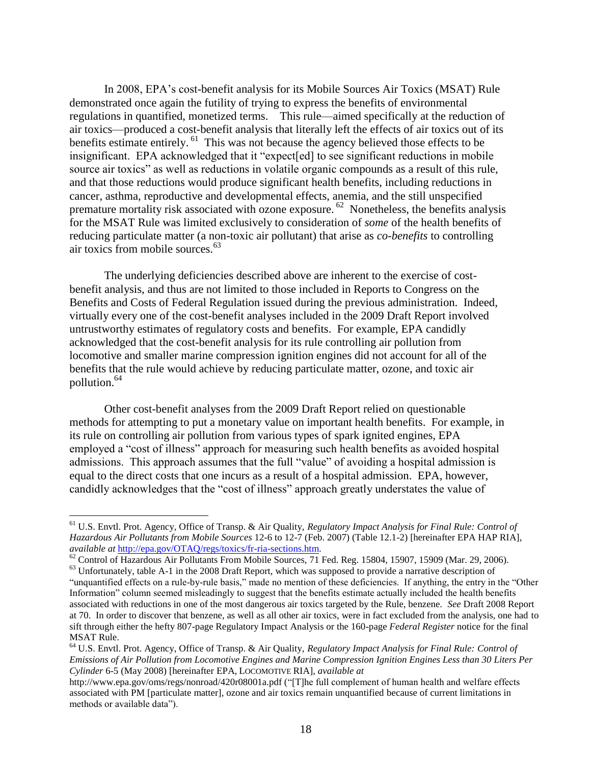In 2008, EPA's cost-benefit analysis for its Mobile Sources Air Toxics (MSAT) Rule demonstrated once again the futility of trying to express the benefits of environmental regulations in quantified, monetized terms. This rule—aimed specifically at the reduction of air toxics—produced a cost-benefit analysis that literally left the effects of air toxics out of its benefits estimate entirely.[61] This was not because the agency believed those effects to be insignificant. EPA acknowledged that it "expect[ed] to see significant reductions in mobile source air toxics" as well as reductions in volatile organic compounds as a result of this rule, and that those reductions would produce significant health benefits, including reductions in cancer, asthma, reproductive and developmental effects, anemia, and the still unspecified premature mortality risk associated with ozone exposure.[62] Nonetheless, the benefits analysis for the MSAT Rule was limited exclusively to consideration of *some* of the health benefits of reducing particulate matter (a non-toxic air pollutant) that arise as *co-benefits* to controlling air toxics from mobile sources.[63]

The underlying deficiencies described above are inherent to the exercise of cost-benefit analysis, and thus are not limited to those included in Reports to Congress on the Benefits and Costs of Federal Regulation issued during the previous administration. Indeed, virtually every one of the cost-benefit analyses included in the 2009 Draft Report involved untrustworthy estimates of regulatory costs and benefits. For example, EPA candidly acknowledged that the cost-benefit analysis for its rule controlling air pollution from locomotive and smaller marine compression ignition engines did not account for all of the benefits that the rule would achieve by reducing particulate matter, ozone, and toxic air pollution.[64]

Other cost-benefit analyses from the 2009 Draft Report relied on questionable methods for attempting to put a monetary value on important health benefits. For example, in its rule on controlling air pollution from various types of spark ignited engines, EPA employed a "cost of illness" approach for measuring such health benefits as avoided hospital admissions. This approach assumes that the full "value" of avoiding a hospital admission is equal to the direct costs that one incurs as a result of a hospital admission. EPA, however, candidly acknowledges that the "cost of illness" approach greatly understates the value of

---

[61] U.S. Envtl. Prot. Agency, Office of Transp. & Air Quality, *Regulatory Impact Analysis for Final Rule: Control of Hazardous Air Pollutants from Mobile Sources* 12-6 to 12-7 (Feb. 2007) (Table 12.1-2) [hereinafter EPA HAP RIA], *available at* http://epa.gov/OTAQ/regs/toxics/fr-ria-sections.htm.

[62] Control of Hazardous Air Pollutants From Mobile Sources, 71 Fed. Reg. 15804, 15907, 15909 (Mar. 29, 2006).

[63] Unfortunately, table A-1 in the 2008 Draft Report, which was supposed to provide a narrative description of "unquantified effects on a rule-by-rule basis," made no mention of these deficiencies. If anything, the entry in the "Other Information" column seemed misleadingly to suggest that the benefits estimate actually included the health benefits associated with reductions in one of the most dangerous air toxics targeted by the Rule, benzene. *See* Draft 2008 Report at 70. In order to discover that benzene, as well as all other air toxics, were in fact excluded from the analysis, one had to sift through either the hefty 807-page Regulatory Impact Analysis or the 160-page *Federal Register* notice for the final MSAT Rule.

[64] U.S. Envtl. Prot. Agency, Office of Transp. & Air Quality, *Regulatory Impact Analysis for Final Rule: Control of Emissions of Air Pollution from Locomotive Engines and Marine Compression Ignition Engines Less than 30 Liters Per Cylinder* 6-5 (May 2008) [hereinafter EPA, LOCOMOTIVE RIA], *available at* http://www.epa.gov/oms/regs/nonroad/420r08001a.pdf ("[T]he full complement of human health and welfare effects associated with PM [particulate matter], ozone and air toxics remain unquantified because of current limitations in methods or available data").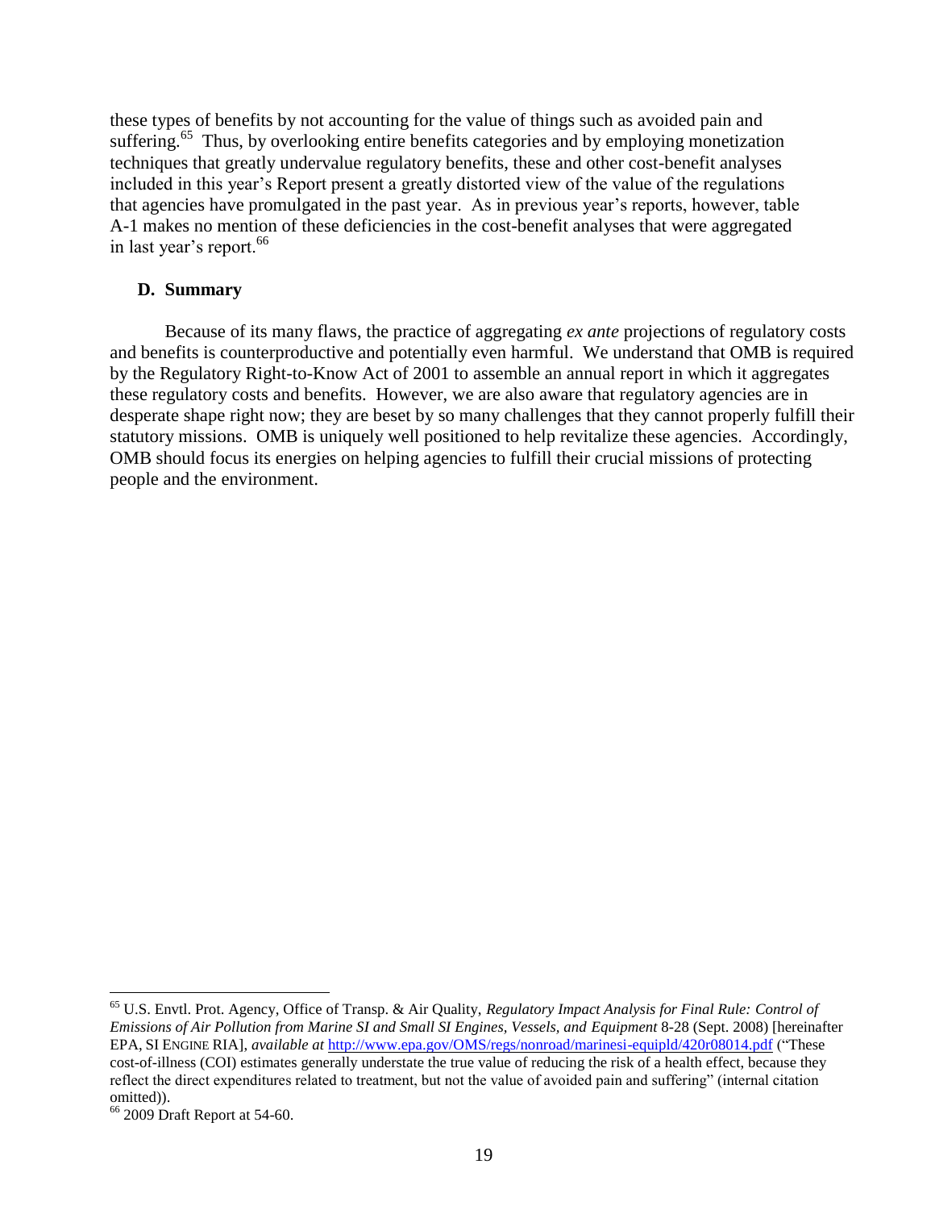these types of benefits by not accounting for the value of things such as avoided pain and suffering.[65] Thus, by overlooking entire benefits categories and by employing monetization techniques that greatly undervalue regulatory benefits, these and other cost-benefit analyses included in this year's Report present a greatly distorted view of the value of the regulations that agencies have promulgated in the past year. As in previous year's reports, however, table A-1 makes no mention of these deficiencies in the cost-benefit analyses that were aggregated in last year's report.[66]

### D. Summary

Because of its many flaws, the practice of aggregating *ex ante* projections of regulatory costs and benefits is counterproductive and potentially even harmful. We understand that OMB is required by the Regulatory Right-to-Know Act of 2001 to assemble an annual report in which it aggregates these regulatory costs and benefits. However, we are also aware that regulatory agencies are in desperate shape right now; they are beset by so many challenges that they cannot properly fulfill their statutory missions. OMB is uniquely well positioned to help revitalize these agencies. Accordingly, OMB should focus its energies on helping agencies to fulfill their crucial missions of protecting people and the environment.

---

[65] U.S. Envtl. Prot. Agency, Office of Transp. & Air Quality, *Regulatory Impact Analysis for Final Rule: Control of Emissions of Air Pollution from Marine SI and Small SI Engines, Vessels, and Equipment* 8-28 (Sept. 2008) [hereinafter EPA, SI ENGINE RIA], *available at* http://www.epa.gov/OMS/regs/nonroad/marinesi-equipld/420r08014.pdf ("These cost-of-illness (COI) estimates generally understate the true value of reducing the risk of a health effect, because they reflect the direct expenditures related to treatment, but not the value of avoided pain and suffering" (internal citation omitted)).

[66] 2009 Draft Report at 54-60.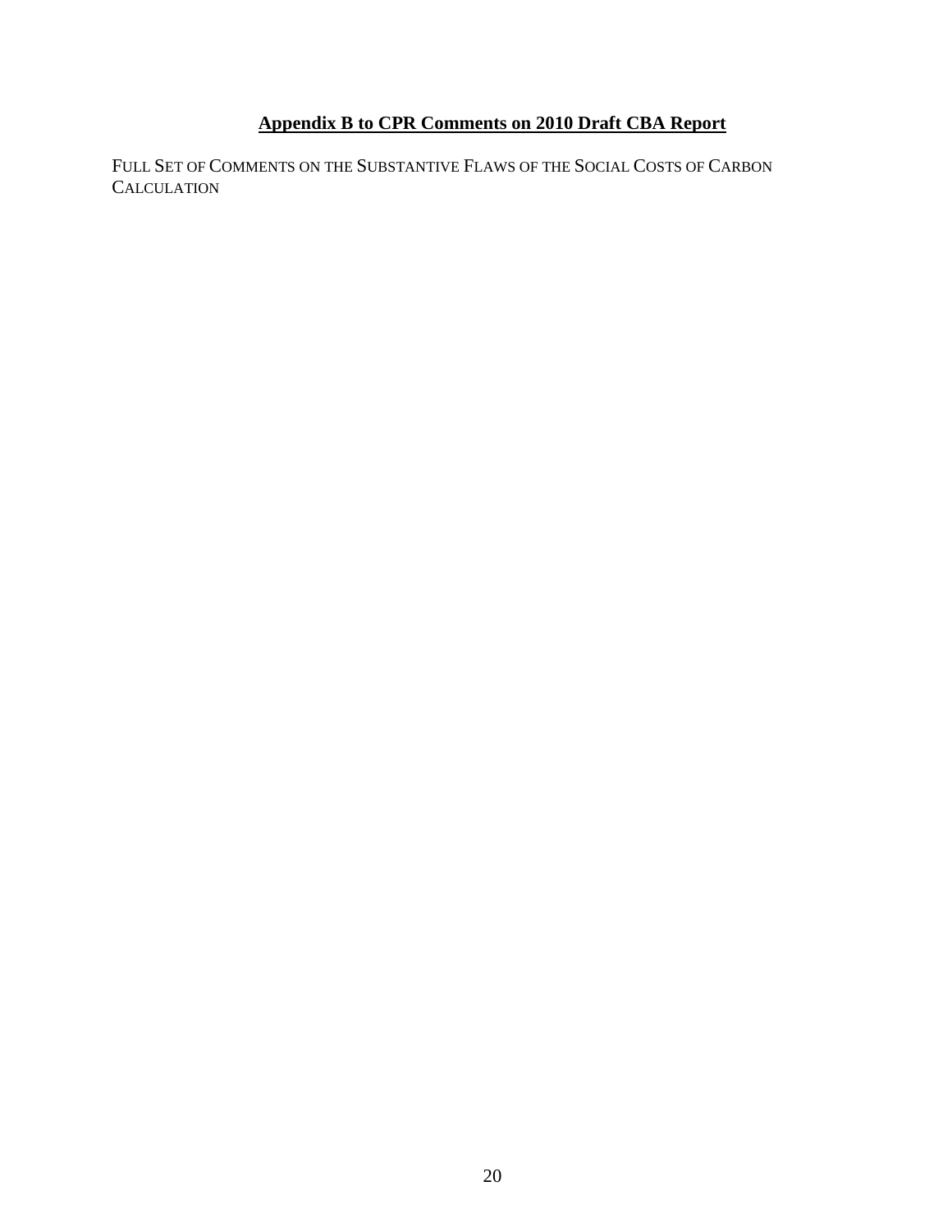# <u>Appendix B to CPR Comments on 2010 Draft CBA Report</u>

FULL SET OF COMMENTS ON THE SUBSTANTIVE FLAWS OF THE SOCIAL COSTS OF CARBON CALCULATION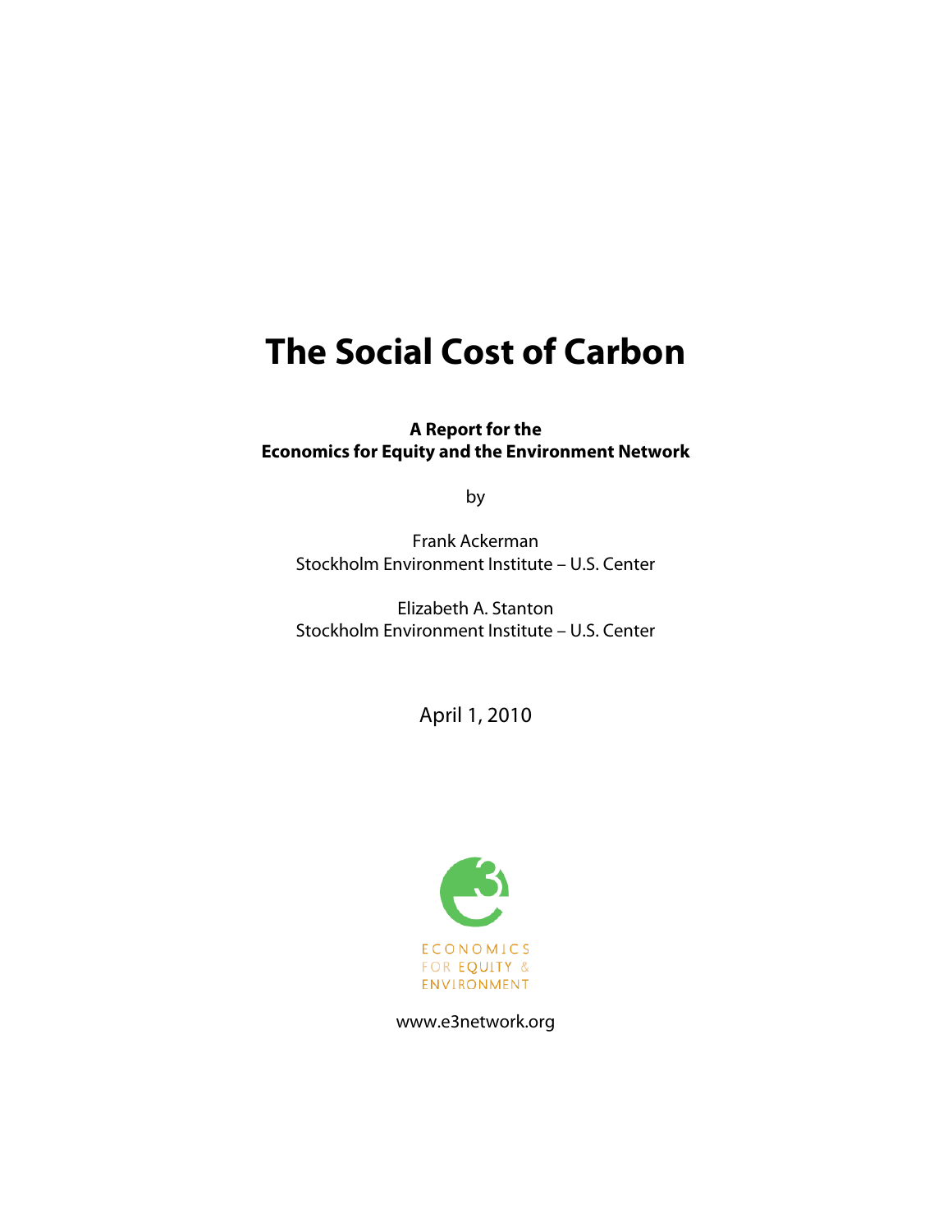# The Social Cost of Carbon

**A Report for the Economics for Equity and the Environment Network**

by

Frank Ackerman
Stockholm Environment Institute – U.S. Center

Elizabeth A. Stanton
Stockholm Environment Institute – U.S. Center

April 1, 2010

ECONOMICS FOR EQUITY & ENVIRONMENT

www.e3network.org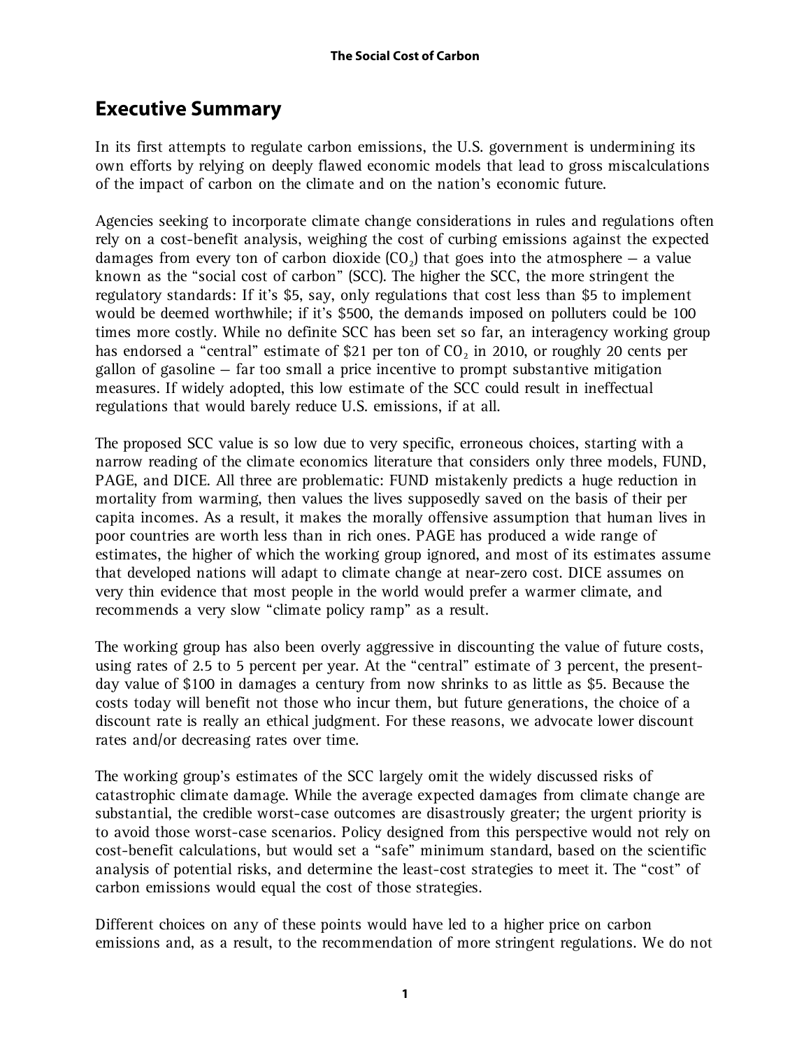## Executive Summary

In its first attempts to regulate carbon emissions, the U.S. government is undermining its own efforts by relying on deeply flawed economic models that lead to gross miscalculations of the impact of carbon on the climate and on the nation's economic future.

Agencies seeking to incorporate climate change considerations in rules and regulations often rely on a cost-benefit analysis, weighing the cost of curbing emissions against the expected damages from every ton of carbon dioxide ($CO_2$) that goes into the atmosphere — a value known as the "social cost of carbon" (SCC). The higher the SCC, the more stringent the regulatory standards: If it's $5, say, only regulations that cost less than $5 to implement would be deemed worthwhile; if it's $500, the demands imposed on polluters could be 100 times more costly. While no definite SCC has been set so far, an interagency working group has endorsed a "central" estimate of $21 per ton of $CO_2$ in 2010, or roughly 20 cents per gallon of gasoline — far too small a price incentive to prompt substantive mitigation measures. If widely adopted, this low estimate of the SCC could result in ineffectual regulations that would barely reduce U.S. emissions, if at all.

The proposed SCC value is so low due to very specific, erroneous choices, starting with a narrow reading of the climate economics literature that considers only three models, FUND, PAGE, and DICE. All three are problematic: FUND mistakenly predicts a huge reduction in mortality from warming, then values the lives supposedly saved on the basis of their per capita incomes. As a result, it makes the morally offensive assumption that human lives in poor countries are worth less than in rich ones. PAGE has produced a wide range of estimates, the higher of which the working group ignored, and most of its estimates assume that developed nations will adapt to climate change at near-zero cost. DICE assumes on very thin evidence that most people in the world would prefer a warmer climate, and recommends a very slow "climate policy ramp" as a result.

The working group has also been overly aggressive in discounting the value of future costs, using rates of 2.5 to 5 percent per year. At the "central" estimate of 3 percent, the present-day value of $100 in damages a century from now shrinks to as little as $5. Because the costs today will benefit not those who incur them, but future generations, the choice of a discount rate is really an ethical judgment. For these reasons, we advocate lower discount rates and/or decreasing rates over time.

The working group's estimates of the SCC largely omit the widely discussed risks of catastrophic climate damage. While the average expected damages from climate change are substantial, the credible worst-case outcomes are disastrously greater; the urgent priority is to avoid those worst-case scenarios. Policy designed from this perspective would not rely on cost-benefit calculations, but would set a "safe" minimum standard, based on the scientific analysis of potential risks, and determine the least-cost strategies to meet it. The "cost" of carbon emissions would equal the cost of those strategies.

Different choices on any of these points would have led to a higher price on carbon emissions and, as a result, to the recommendation of more stringent regulations. We do not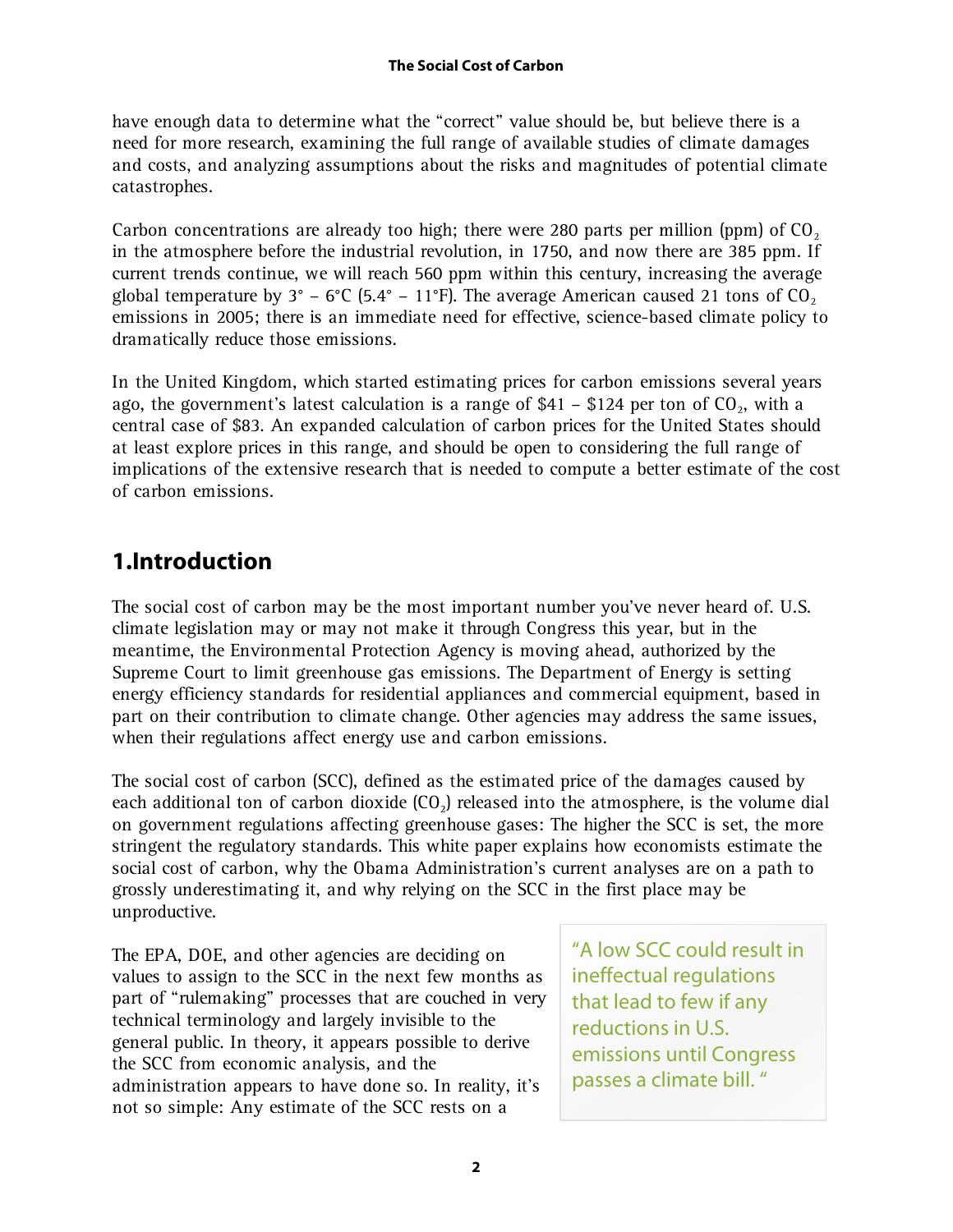have enough data to determine what the "correct" value should be, but believe there is a need for more research, examining the full range of available studies of climate damages and costs, and analyzing assumptions about the risks and magnitudes of potential climate catastrophes.

Carbon concentrations are already too high; there were 280 parts per million (ppm) of $CO_2$ in the atmosphere before the industrial revolution, in 1750, and now there are 385 ppm. If current trends continue, we will reach 560 ppm within this century, increasing the average global temperature by 3° – 6°C (5.4° – 11°F). The average American caused 21 tons of $CO_2$ emissions in 2005; there is an immediate need for effective, science-based climate policy to dramatically reduce those emissions.

In the United Kingdom, which started estimating prices for carbon emissions several years ago, the government's latest calculation is a range of $41 – $124 per ton of $CO_2$, with a central case of $83. An expanded calculation of carbon prices for the United States should at least explore prices in this range, and should be open to considering the full range of implications of the extensive research that is needed to compute a better estimate of the cost of carbon emissions.

# 1. Introduction

The social cost of carbon may be the most important number you've never heard of. U.S. climate legislation may or may not make it through Congress this year, but in the meantime, the Environmental Protection Agency is moving ahead, authorized by the Supreme Court to limit greenhouse gas emissions. The Department of Energy is setting energy efficiency standards for residential appliances and commercial equipment, based in part on their contribution to climate change. Other agencies may address the same issues, when their regulations affect energy use and carbon emissions.

The social cost of carbon (SCC), defined as the estimated price of the damages caused by each additional ton of carbon dioxide ($CO_2$) released into the atmosphere, is the volume dial on government regulations affecting greenhouse gases: The higher the SCC is set, the more stringent the regulatory standards. This white paper explains how economists estimate the social cost of carbon, why the Obama Administration's current analyses are on a path to grossly underestimating it, and why relying on the SCC in the first place may be unproductive.

> "A low SCC could result in ineffectual regulations that lead to few if any reductions in U.S. emissions until Congress passes a climate bill."

The EPA, DOE, and other agencies are deciding on values to assign to the SCC in the next few months as part of "rulemaking" processes that are couched in very technical terminology and largely invisible to the general public. In theory, it appears possible to derive the SCC from economic analysis, and the administration appears to have done so. In reality, it's not so simple: Any estimate of the SCC rests on a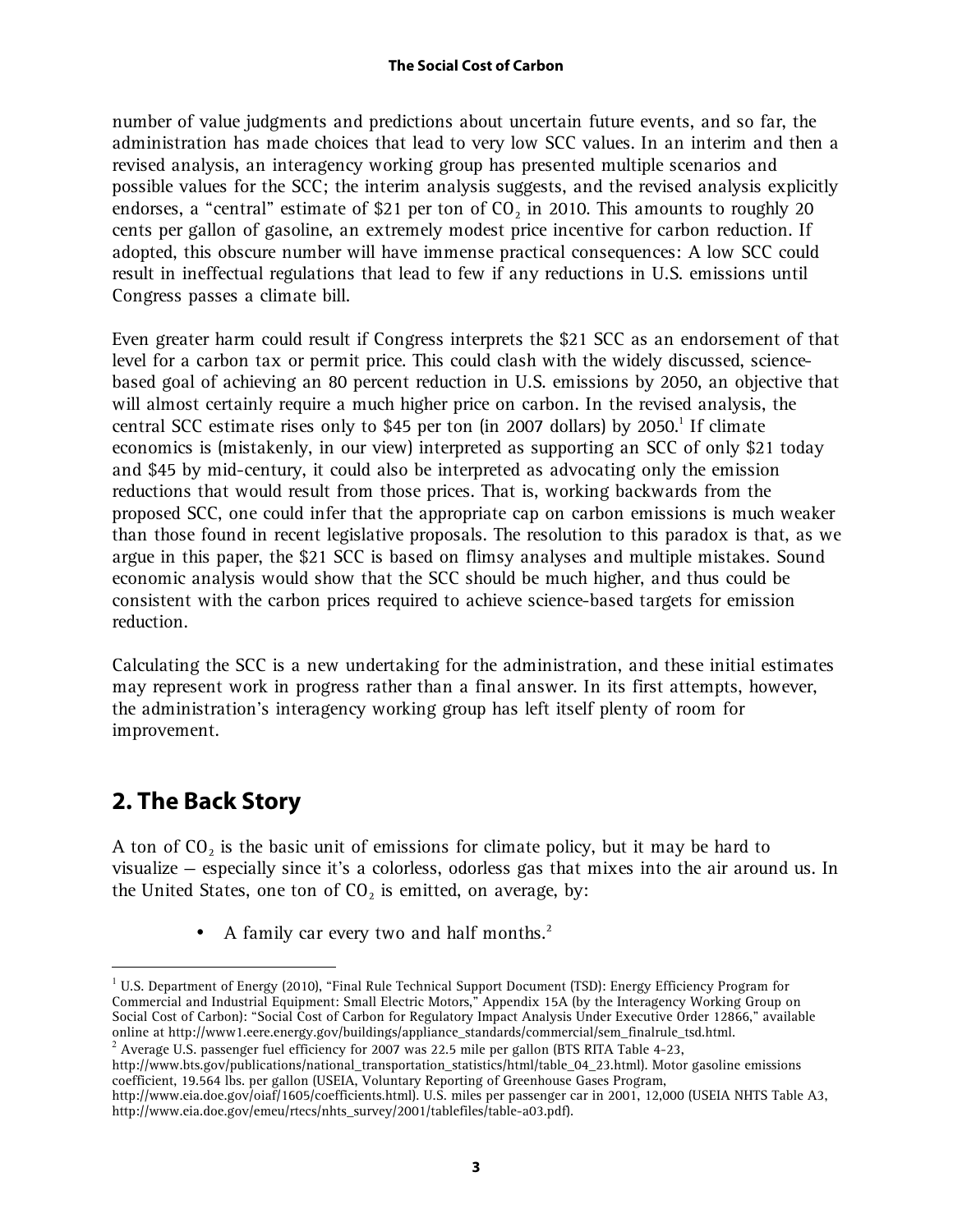number of value judgments and predictions about uncertain future events, and so far, the administration has made choices that lead to very low SCC values. In an interim and then a revised analysis, an interagency working group has presented multiple scenarios and possible values for the SCC; the interim analysis suggests, and the revised analysis explicitly endorses, a "central" estimate of $21 per ton of $CO_2$ in 2010. This amounts to roughly 20 cents per gallon of gasoline, an extremely modest price incentive for carbon reduction. If adopted, this obscure number will have immense practical consequences: A low SCC could result in ineffectual regulations that lead to few if any reductions in U.S. emissions until Congress passes a climate bill.

Even greater harm could result if Congress interprets the $21 SCC as an endorsement of that level for a carbon tax or permit price. This could clash with the widely discussed, science-based goal of achieving an 80 percent reduction in U.S. emissions by 2050, an objective that will almost certainly require a much higher price on carbon. In the revised analysis, the central SCC estimate rises only to $45 per ton (in 2007 dollars) by 2050.[1] If climate economics is (mistakenly, in our view) interpreted as supporting an SCC of only $21 today and $45 by mid-century, it could also be interpreted as advocating only the emission reductions that would result from those prices. That is, working backwards from the proposed SCC, one could infer that the appropriate cap on carbon emissions is much weaker than those found in recent legislative proposals. The resolution to this paradox is that, as we argue in this paper, the $21 SCC is based on flimsy analyses and multiple mistakes. Sound economic analysis would show that the SCC should be much higher, and thus could be consistent with the carbon prices required to achieve science-based targets for emission reduction.

Calculating the SCC is a new undertaking for the administration, and these initial estimates may represent work in progress rather than a final answer. In its first attempts, however, the administration's interagency working group has left itself plenty of room for improvement.

## 2. The Back Story

A ton of $CO_2$ is the basic unit of emissions for climate policy, but it may be hard to visualize – especially since it's a colorless, odorless gas that mixes into the air around us. In the United States, one ton of $CO_2$ is emitted, on average, by:

- A family car every two and half months.[2]

---

[1] U.S. Department of Energy (2010), "Final Rule Technical Support Document (TSD): Energy Efficiency Program for Commercial and Industrial Equipment: Small Electric Motors," Appendix 15A (by the Interagency Working Group on Social Cost of Carbon): "Social Cost of Carbon for Regulatory Impact Analysis Under Executive Order 12866," available online at http://www1.eere.energy.gov/buildings/appliance_standards/commercial/sem_finalrule_tsd.html.

[2] Average U.S. passenger fuel efficiency for 2007 was 22.5 mile per gallon (BTS RITA Table 4-23, http://www.bts.gov/publications/national_transportation_statistics/html/table_04_23.html). Motor gasoline emissions coefficient, 19.564 lbs. per gallon (USEIA, Voluntary Reporting of Greenhouse Gases Program, http://www.eia.doe.gov/oiaf/1605/coefficients.html). U.S. miles per passenger car in 2001, 12,000 (USEIA NHTS Table A3, http://www.eia.doe.gov/emeu/rtecs/nhts_survey/2001/tablefiles/table-a03.pdf).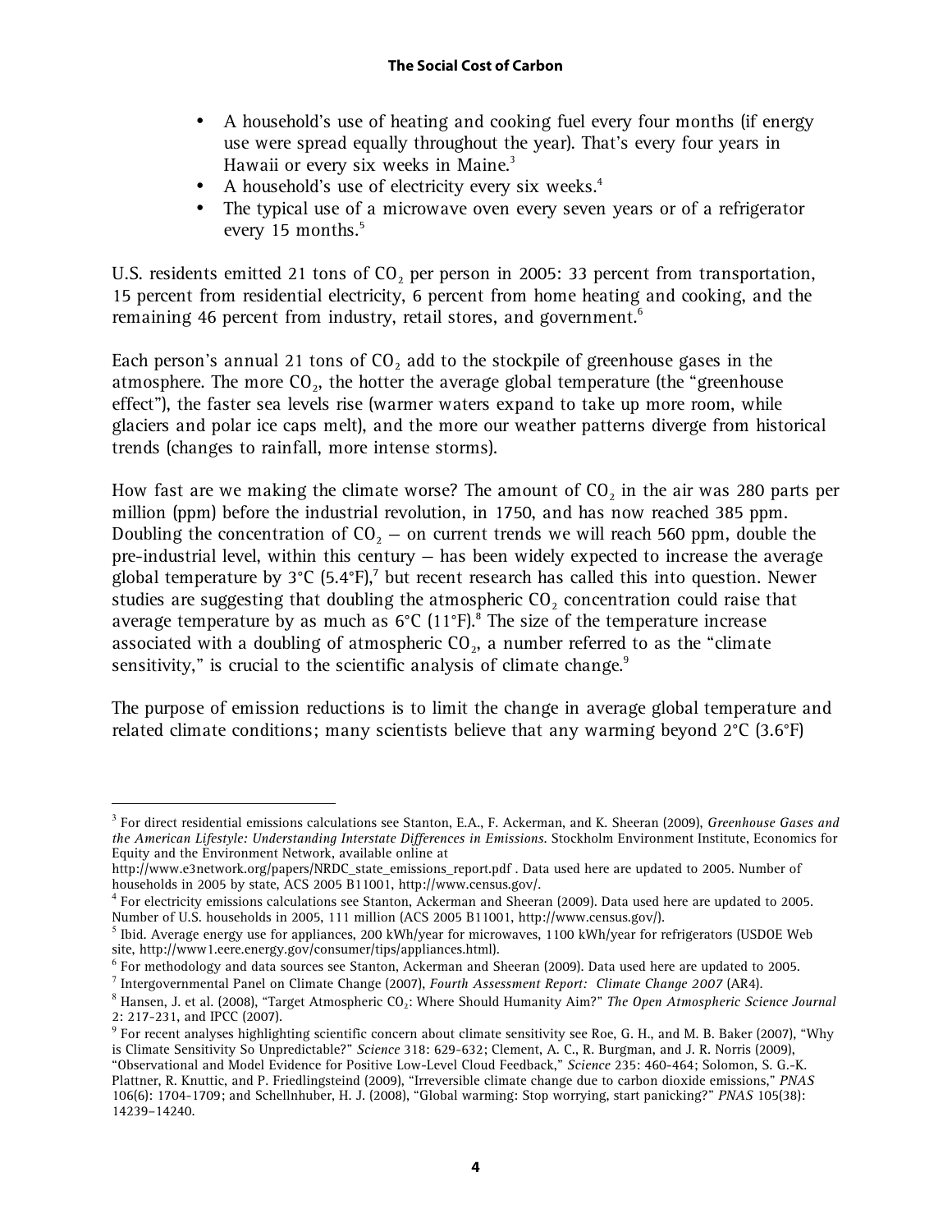- A household's use of heating and cooking fuel every four months (if energy use were spread equally throughout the year). That's every four years in Hawaii or every six weeks in Maine.[3]
- A household's use of electricity every six weeks.[4]
- The typical use of a microwave oven every seven years or of a refrigerator every 15 months.[5]

U.S. residents emitted 21 tons of $CO_2$ per person in 2005: 33 percent from transportation, 15 percent from residential electricity, 6 percent from home heating and cooking, and the remaining 46 percent from industry, retail stores, and government.[6]

Each person's annual 21 tons of $CO_2$ add to the stockpile of greenhouse gases in the atmosphere. The more $CO_2$, the hotter the average global temperature (the "greenhouse effect"), the faster sea levels rise (warmer waters expand to take up more room, while glaciers and polar ice caps melt), and the more our weather patterns diverge from historical trends (changes to rainfall, more intense storms).

How fast are we making the climate worse? The amount of $CO_2$ in the air was 280 parts per million (ppm) before the industrial revolution, in 1750, and has now reached 385 ppm. Doubling the concentration of $CO_2$ – on current trends we will reach 560 ppm, double the pre-industrial level, within this century – has been widely expected to increase the average global temperature by 3°C (5.4°F),[7] but recent research has called this into question. Newer studies are suggesting that doubling the atmospheric $CO_2$ concentration could raise that average temperature by as much as 6°C (11°F).[8] The size of the temperature increase associated with a doubling of atmospheric $CO_2$, a number referred to as the "climate sensitivity," is crucial to the scientific analysis of climate change.[9]

The purpose of emission reductions is to limit the change in average global temperature and related climate conditions; many scientists believe that any warming beyond 2°C (3.6°F)

---

[3] For direct residential emissions calculations see Stanton, E.A., F. Ackerman, and K. Sheeran (2009), *Greenhouse Gases and the American Lifestyle: Understanding Interstate Differences in Emissions.* Stockholm Environment Institute, Economics for Equity and the Environment Network, available online at http://www.e3network.org/papers/NRDC_state_emissions_report.pdf . Data used here are updated to 2005. Number of households in 2005 by state, ACS 2005 B11001, http://www.census.gov/.

[4] For electricity emissions calculations see Stanton, Ackerman and Sheeran (2009). Data used here are updated to 2005. Number of U.S. households in 2005, 111 million (ACS 2005 B11001, http://www.census.gov/).

[5] Ibid. Average energy use for appliances, 200 kWh/year for microwaves, 1100 kWh/year for refrigerators (USDOE Web site, http://www1.eere.energy.gov/consumer/tips/appliances.html).

[6] For methodology and data sources see Stanton, Ackerman and Sheeran (2009). Data used here are updated to 2005.

[7] Intergovernmental Panel on Climate Change (2007), *Fourth Assessment Report: Climate Change 2007* (AR4).

[8] Hansen, J. et al. (2008), "Target Atmospheric $CO_2$: Where Should Humanity Aim?" *The Open Atmospheric Science Journal* 2: 217-231, and IPCC (2007).

[9] For recent analyses highlighting scientific concern about climate sensitivity see Roe, G. H., and M. B. Baker (2007), "Why is Climate Sensitivity So Unpredictable?" *Science* 318: 629-632; Clement, A. C., R. Burgman, and J. R. Norris (2009), "Observational and Model Evidence for Positive Low-Level Cloud Feedback," *Science* 235: 460-464; Solomon, S. G.-K. Plattner, R. Knuttic, and P. Friedlingsteind (2009), "Irreversible climate change due to carbon dioxide emissions," *PNAS* 106(6): 1704-1709; and Schellnhuber, H. J. (2008), "Global warming: Stop worrying, start panicking?" *PNAS* 105(38): 14239–14240.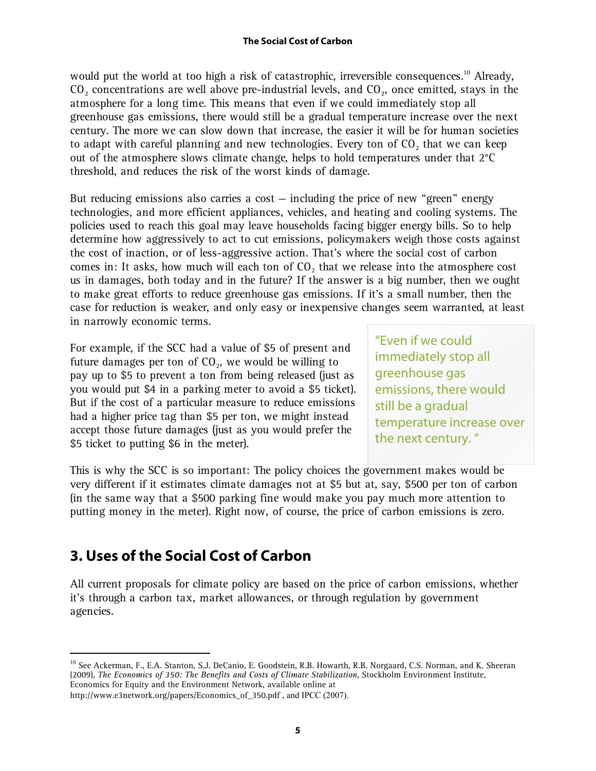would put the world at too high a risk of catastrophic, irreversible consequences.[10] Already, $CO_2$ concentrations are well above pre-industrial levels, and $CO_2$, once emitted, stays in the atmosphere for a long time. This means that even if we could immediately stop all greenhouse gas emissions, there would still be a gradual temperature increase over the next century. The more we can slow down that increase, the easier it will be for human societies to adapt with careful planning and new technologies. Every ton of $CO_2$ that we can keep out of the atmosphere slows climate change, helps to hold temperatures under that 2°C threshold, and reduces the risk of the worst kinds of damage.

But reducing emissions also carries a cost — including the price of new "green" energy technologies, and more efficient appliances, vehicles, and heating and cooling systems. The policies used to reach this goal may leave households facing bigger energy bills. So to help determine how aggressively to act to cut emissions, policymakers weigh those costs against the cost of inaction, or of less-aggressive action. That's where the social cost of carbon comes in: It asks, how much will each ton of $CO_2$ that we release into the atmosphere cost us in damages, both today and in the future? If the answer is a big number, then we ought to make great efforts to reduce greenhouse gas emissions. If it's a small number, then the case for reduction is weaker, and only easy or inexpensive changes seem warranted, at least in narrowly economic terms.

For example, if the SCC had a value of $5 of present and future damages per ton of $CO_2$, we would be willing to pay up to $5 to prevent a ton from being released (just as you would put $4 in a parking meter to avoid a $5 ticket). But if the cost of a particular measure to reduce emissions had a higher price tag than $5 per ton, we might instead accept those future damages (just as you would prefer the $5 ticket to putting $6 in the meter).

> "Even if we could immediately stop all greenhouse gas emissions, there would still be a gradual temperature increase over the next century."

This is why the SCC is so important: The policy choices the government makes would be very different if it estimates climate damages not at $5 but at, say, $500 per ton of carbon (in the same way that a $500 parking fine would make you pay much more attention to putting money in the meter). Right now, of course, the price of carbon emissions is zero.

## 3. Uses of the Social Cost of Carbon

All current proposals for climate policy are based on the price of carbon emissions, whether it's through a carbon tax, market allowances, or through regulation by government agencies.

---

[10] See Ackerman, F., E.A. Stanton, S.J. DeCanio, E. Goodstein, R.B. Howarth, R.B. Norgaard, C.S. Norman, and K. Sheeran (2009), *The Economics of 350: The Benefits and Costs of Climate Stabilization*, Stockholm Environment Institute, Economics for Equity and the Environment Network, available online at http://www.e3network.org/papers/Economics_of_350.pdf , and IPCC (2007).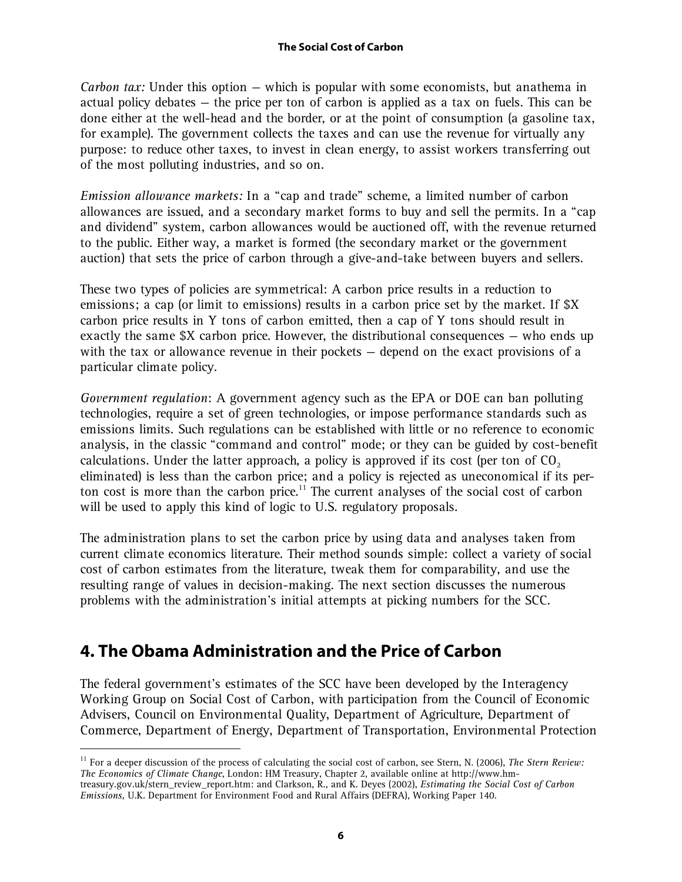*Carbon tax:* Under this option – which is popular with some economists, but anathema in actual policy debates – the price per ton of carbon is applied as a tax on fuels. This can be done either at the well-head and the border, or at the point of consumption (a gasoline tax, for example). The government collects the taxes and can use the revenue for virtually any purpose: to reduce other taxes, to invest in clean energy, to assist workers transferring out of the most polluting industries, and so on.

*Emission allowance markets:* In a "cap and trade" scheme, a limited number of carbon allowances are issued, and a secondary market forms to buy and sell the permits. In a "cap and dividend" system, carbon allowances would be auctioned off, with the revenue returned to the public. Either way, a market is formed (the secondary market or the government auction) that sets the price of carbon through a give-and-take between buyers and sellers.

These two types of policies are symmetrical: A carbon price results in a reduction to emissions; a cap (or limit to emissions) results in a carbon price set by the market. If $X carbon price results in Y tons of carbon emitted, then a cap of Y tons should result in exactly the same $X carbon price. However, the distributional consequences – who ends up with the tax or allowance revenue in their pockets – depend on the exact provisions of a particular climate policy.

*Government regulation*: A government agency such as the EPA or DOE can ban polluting technologies, require a set of green technologies, or impose performance standards such as emissions limits. Such regulations can be established with little or no reference to economic analysis, in the classic "command and control" mode; or they can be guided by cost-benefit calculations. Under the latter approach, a policy is approved if its cost (per ton of $CO_2$ eliminated) is less than the carbon price; and a policy is rejected as uneconomical if its per-ton cost is more than the carbon price.[11] The current analyses of the social cost of carbon will be used to apply this kind of logic to U.S. regulatory proposals.

The administration plans to set the carbon price by using data and analyses taken from current climate economics literature. Their method sounds simple: collect a variety of social cost of carbon estimates from the literature, tweak them for comparability, and use the resulting range of values in decision-making. The next section discusses the numerous problems with the administration's initial attempts at picking numbers for the SCC.

## 4. The Obama Administration and the Price of Carbon

The federal government's estimates of the SCC have been developed by the Interagency Working Group on Social Cost of Carbon, with participation from the Council of Economic Advisers, Council on Environmental Quality, Department of Agriculture, Department of Commerce, Department of Energy, Department of Transportation, Environmental Protection

---

[11] For a deeper discussion of the process of calculating the social cost of carbon, see Stern, N. (2006), *The Stern Review: The Economics of Climate Change*, London: HM Treasury, Chapter 2, available online at http://www.hm-treasury.gov.uk/stern_review_report.htm: and Clarkson, R., and K. Deyes (2002), *Estimating the Social Cost of Carbon Emissions,* U.K. Department for Environment Food and Rural Affairs (DEFRA), Working Paper 140.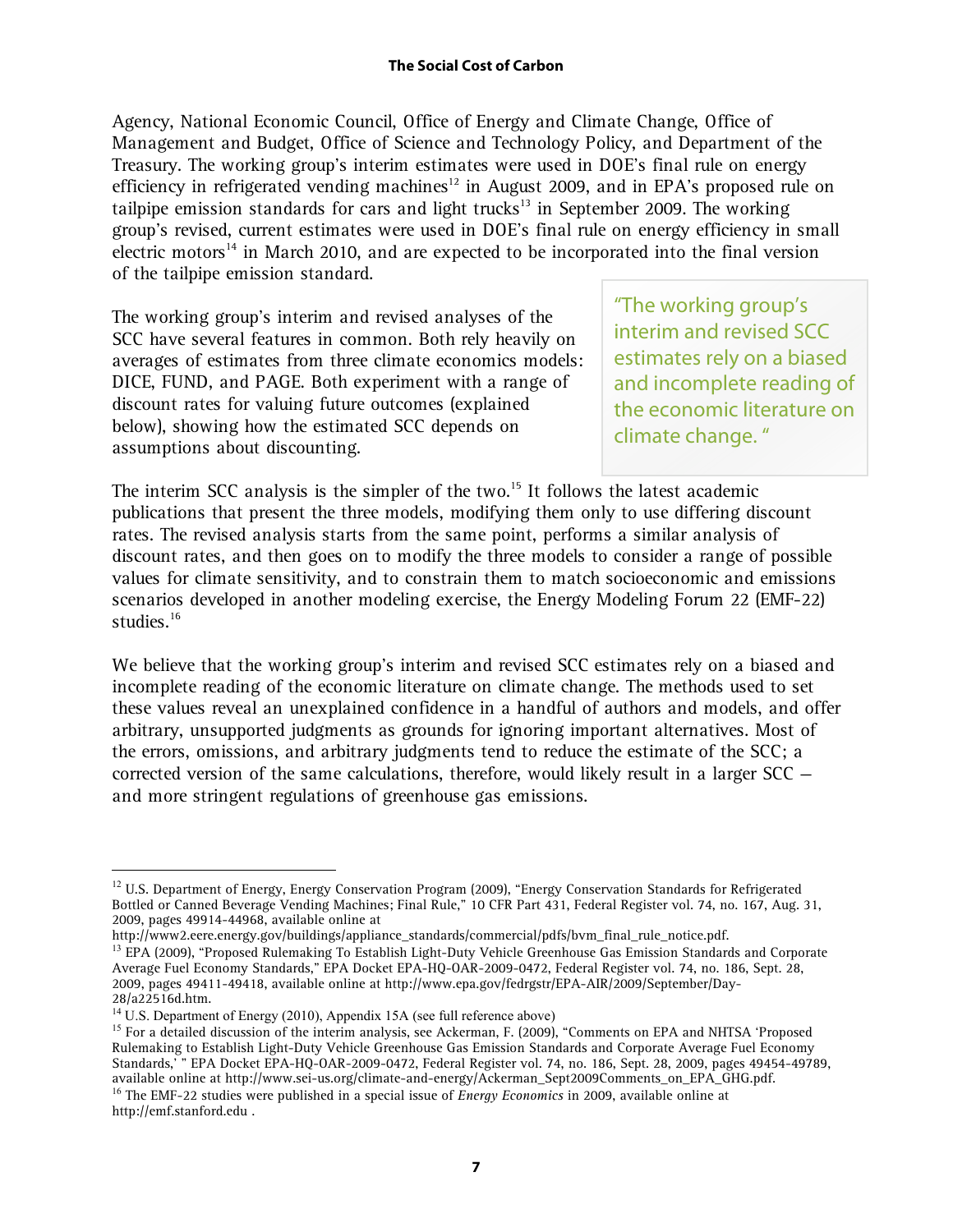Agency, National Economic Council, Office of Energy and Climate Change, Office of Management and Budget, Office of Science and Technology Policy, and Department of the Treasury. The working group's interim estimates were used in DOE's final rule on energy efficiency in refrigerated vending machines[12] in August 2009, and in EPA's proposed rule on tailpipe emission standards for cars and light trucks[13] in September 2009. The working group's revised, current estimates were used in DOE's final rule on energy efficiency in small electric motors[14] in March 2010, and are expected to be incorporated into the final version of the tailpipe emission standard.

The working group's interim and revised analyses of the SCC have several features in common. Both rely heavily on averages of estimates from three climate economics models: DICE, FUND, and PAGE. Both experiment with a range of discount rates for valuing future outcomes (explained below), showing how the estimated SCC depends on assumptions about discounting.

> "The working group's interim and revised SCC estimates rely on a biased and incomplete reading of the economic literature on climate change. "

The interim SCC analysis is the simpler of the two.[15] It follows the latest academic publications that present the three models, modifying them only to use differing discount rates. The revised analysis starts from the same point, performs a similar analysis of discount rates, and then goes on to modify the three models to consider a range of possible values for climate sensitivity, and to constrain them to match socioeconomic and emissions scenarios developed in another modeling exercise, the Energy Modeling Forum 22 (EMF-22) studies.[16]

We believe that the working group's interim and revised SCC estimates rely on a biased and incomplete reading of the economic literature on climate change. The methods used to set these values reveal an unexplained confidence in a handful of authors and models, and offer arbitrary, unsupported judgments as grounds for ignoring important alternatives. Most of the errors, omissions, and arbitrary judgments tend to reduce the estimate of the SCC; a corrected version of the same calculations, therefore, would likely result in a larger SCC – and more stringent regulations of greenhouse gas emissions.

---

[12] U.S. Department of Energy, Energy Conservation Program (2009), "Energy Conservation Standards for Refrigerated Bottled or Canned Beverage Vending Machines; Final Rule," 10 CFR Part 431, Federal Register vol. 74, no. 167, Aug. 31, 2009, pages 49914-44968, available online at http://www2.eere.energy.gov/buildings/appliance_standards/commercial/pdfs/bvm_final_rule_notice.pdf.

[13] EPA (2009), "Proposed Rulemaking To Establish Light-Duty Vehicle Greenhouse Gas Emission Standards and Corporate Average Fuel Economy Standards," EPA Docket EPA-HQ-OAR-2009-0472, Federal Register vol. 74, no. 186, Sept. 28, 2009, pages 49411-49418, available online at http://www.epa.gov/fedrgstr/EPA-AIR/2009/September/Day-28/a22516d.htm.

[14] U.S. Department of Energy (2010), Appendix 15A (see full reference above)

[15] For a detailed discussion of the interim analysis, see Ackerman, F. (2009), "Comments on EPA and NHTSA 'Proposed Rulemaking to Establish Light-Duty Vehicle Greenhouse Gas Emission Standards and Corporate Average Fuel Economy Standards,' " EPA Docket EPA-HQ-OAR-2009-0472, Federal Register vol. 74, no. 186, Sept. 28, 2009, pages 49454-49789, available online at http://www.sei-us.org/climate-and-energy/Ackerman_Sept2009Comments_on_EPA_GHG.pdf.

[16] The EMF-22 studies were published in a special issue of *Energy Economics* in 2009, available online at http://emf.stanford.edu .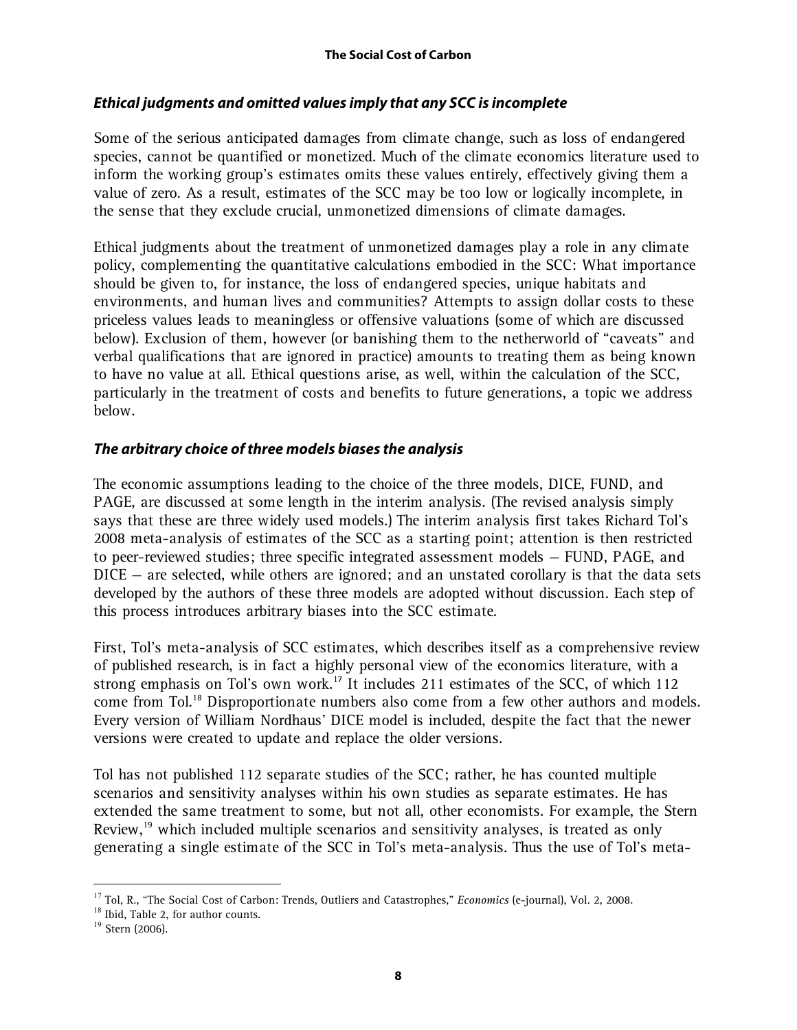### *Ethical judgments and omitted values imply that any SCC is incomplete*

Some of the serious anticipated damages from climate change, such as loss of endangered species, cannot be quantified or monetized. Much of the climate economics literature used to inform the working group's estimates omits these values entirely, effectively giving them a value of zero. As a result, estimates of the SCC may be too low or logically incomplete, in the sense that they exclude crucial, unmonetized dimensions of climate damages.

Ethical judgments about the treatment of unmonetized damages play a role in any climate policy, complementing the quantitative calculations embodied in the SCC: What importance should be given to, for instance, the loss of endangered species, unique habitats and environments, and human lives and communities? Attempts to assign dollar costs to these priceless values leads to meaningless or offensive valuations (some of which are discussed below). Exclusion of them, however (or banishing them to the netherworld of "caveats" and verbal qualifications that are ignored in practice) amounts to treating them as being known to have no value at all. Ethical questions arise, as well, within the calculation of the SCC, particularly in the treatment of costs and benefits to future generations, a topic we address below.

### *The arbitrary choice of three models biases the analysis*

The economic assumptions leading to the choice of the three models, DICE, FUND, and PAGE, are discussed at some length in the interim analysis. (The revised analysis simply says that these are three widely used models.) The interim analysis first takes Richard Tol's 2008 meta-analysis of estimates of the SCC as a starting point; attention is then restricted to peer-reviewed studies; three specific integrated assessment models – FUND, PAGE, and DICE – are selected, while others are ignored; and an unstated corollary is that the data sets developed by the authors of these three models are adopted without discussion. Each step of this process introduces arbitrary biases into the SCC estimate.

First, Tol's meta-analysis of SCC estimates, which describes itself as a comprehensive review of published research, is in fact a highly personal view of the economics literature, with a strong emphasis on Tol's own work.[17] It includes 211 estimates of the SCC, of which 112 come from Tol.[18] Disproportionate numbers also come from a few other authors and models. Every version of William Nordhaus' DICE model is included, despite the fact that the newer versions were created to update and replace the older versions.

Tol has not published 112 separate studies of the SCC; rather, he has counted multiple scenarios and sensitivity analyses within his own studies as separate estimates. He has extended the same treatment to some, but not all, other economists. For example, the Stern Review,[19] which included multiple scenarios and sensitivity analyses, is treated as only generating a single estimate of the SCC in Tol's meta-analysis. Thus the use of Tol's meta-

---

[17] Tol, R., "The Social Cost of Carbon: Trends, Outliers and Catastrophes," *Economics* (e-journal), Vol. 2, 2008.

[18] Ibid, Table 2, for author counts.

[19] Stern (2006).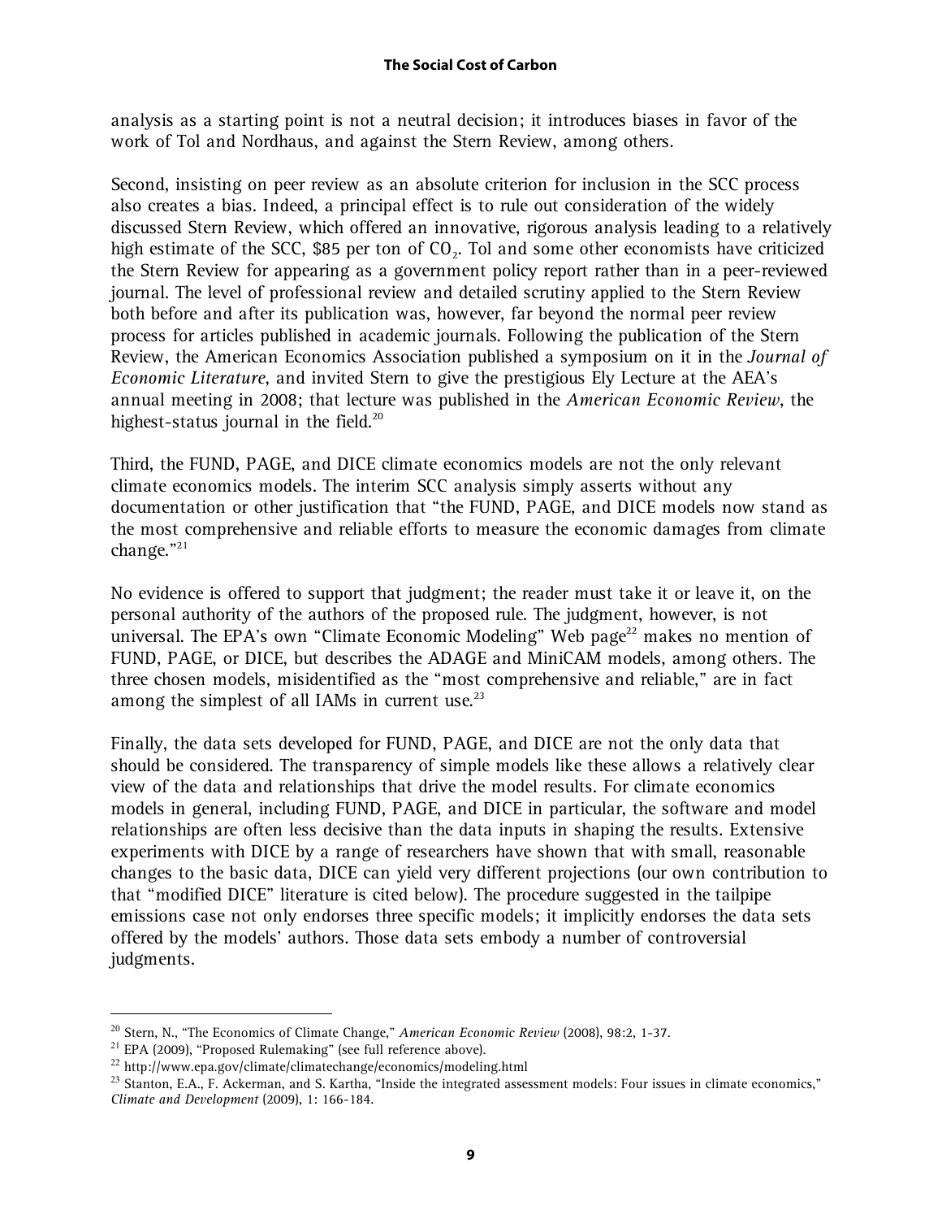analysis as a starting point is not a neutral decision; it introduces biases in favor of the work of Tol and Nordhaus, and against the Stern Review, among others.

Second, insisting on peer review as an absolute criterion for inclusion in the SCC process also creates a bias. Indeed, a principal effect is to rule out consideration of the widely discussed Stern Review, which offered an innovative, rigorous analysis leading to a relatively high estimate of the SCC, $85 per ton of $CO_2$. Tol and some other economists have criticized the Stern Review for appearing as a government policy report rather than in a peer-reviewed journal. The level of professional review and detailed scrutiny applied to the Stern Review both before and after its publication was, however, far beyond the normal peer review process for articles published in academic journals. Following the publication of the Stern Review, the American Economics Association published a symposium on it in the *Journal of Economic Literature*, and invited Stern to give the prestigious Ely Lecture at the AEA's annual meeting in 2008; that lecture was published in the *American Economic Review*, the highest-status journal in the field.[20]

Third, the FUND, PAGE, and DICE climate economics models are not the only relevant climate economics models. The interim SCC analysis simply asserts without any documentation or other justification that "the FUND, PAGE, and DICE models now stand as the most comprehensive and reliable efforts to measure the economic damages from climate change."[21]

No evidence is offered to support that judgment; the reader must take it or leave it, on the personal authority of the authors of the proposed rule. The judgment, however, is not universal. The EPA's own "Climate Economic Modeling" Web page[22] makes no mention of FUND, PAGE, or DICE, but describes the ADAGE and MiniCAM models, among others. The three chosen models, misidentified as the "most comprehensive and reliable," are in fact among the simplest of all IAMs in current use.[23]

Finally, the data sets developed for FUND, PAGE, and DICE are not the only data that should be considered. The transparency of simple models like these allows a relatively clear view of the data and relationships that drive the model results. For climate economics models in general, including FUND, PAGE, and DICE in particular, the software and model relationships are often less decisive than the data inputs in shaping the results. Extensive experiments with DICE by a range of researchers have shown that with small, reasonable changes to the basic data, DICE can yield very different projections (our own contribution to that "modified DICE" literature is cited below). The procedure suggested in the tailpipe emissions case not only endorses three specific models; it implicitly endorses the data sets offered by the models' authors. Those data sets embody a number of controversial judgments.

---

[20] Stern, N., "The Economics of Climate Change," *American Economic Review* (2008), 98:2, 1-37.

[21] EPA (2009), "Proposed Rulemaking" (see full reference above).

[22] http://www.epa.gov/climate/climatechange/economics/modeling.html

[23] Stanton, E.A., F. Ackerman, and S. Kartha, "Inside the integrated assessment models: Four issues in climate economics," *Climate and Development* (2009), 1: 166-184.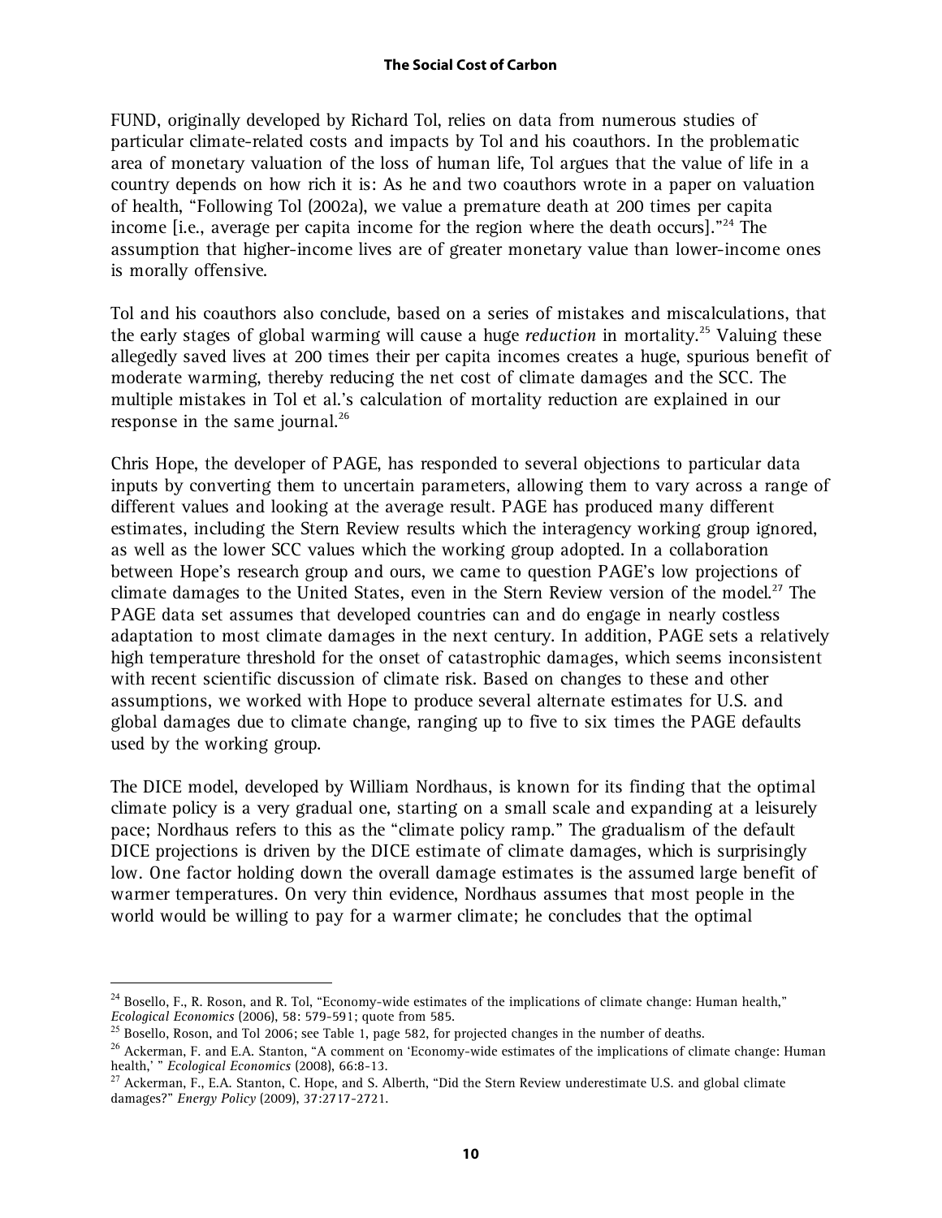FUND, originally developed by Richard Tol, relies on data from numerous studies of particular climate-related costs and impacts by Tol and his coauthors. In the problematic area of monetary valuation of the loss of human life, Tol argues that the value of life in a country depends on how rich it is: As he and two coauthors wrote in a paper on valuation of health, "Following Tol (2002a), we value a premature death at 200 times per capita income [i.e., average per capita income for the region where the death occurs]."[24] The assumption that higher-income lives are of greater monetary value than lower-income ones is morally offensive.

Tol and his coauthors also conclude, based on a series of mistakes and miscalculations, that the early stages of global warming will cause a huge *reduction* in mortality.[25] Valuing these allegedly saved lives at 200 times their per capita incomes creates a huge, spurious benefit of moderate warming, thereby reducing the net cost of climate damages and the SCC. The multiple mistakes in Tol et al.'s calculation of mortality reduction are explained in our response in the same journal.[26]

Chris Hope, the developer of PAGE, has responded to several objections to particular data inputs by converting them to uncertain parameters, allowing them to vary across a range of different values and looking at the average result. PAGE has produced many different estimates, including the Stern Review results which the interagency working group ignored, as well as the lower SCC values which the working group adopted. In a collaboration between Hope's research group and ours, we came to question PAGE's low projections of climate damages to the United States, even in the Stern Review version of the model.[27] The PAGE data set assumes that developed countries can and do engage in nearly costless adaptation to most climate damages in the next century. In addition, PAGE sets a relatively high temperature threshold for the onset of catastrophic damages, which seems inconsistent with recent scientific discussion of climate risk. Based on changes to these and other assumptions, we worked with Hope to produce several alternate estimates for U.S. and global damages due to climate change, ranging up to five to six times the PAGE defaults used by the working group.

The DICE model, developed by William Nordhaus, is known for its finding that the optimal climate policy is a very gradual one, starting on a small scale and expanding at a leisurely pace; Nordhaus refers to this as the "climate policy ramp." The gradualism of the default DICE projections is driven by the DICE estimate of climate damages, which is surprisingly low. One factor holding down the overall damage estimates is the assumed large benefit of warmer temperatures. On very thin evidence, Nordhaus assumes that most people in the world would be willing to pay for a warmer climate; he concludes that the optimal

---

[24] Bosello, F., R. Roson, and R. Tol, "Economy-wide estimates of the implications of climate change: Human health," *Ecological Economics* (2006), 58: 579-591; quote from 585.

[25] Bosello, Roson, and Tol 2006; see Table 1, page 582, for projected changes in the number of deaths.

[26] Ackerman, F. and E.A. Stanton, "A comment on 'Economy-wide estimates of the implications of climate change: Human health,' " *Ecological Economics* (2008), 66:8-13.

[27] Ackerman, F., E.A. Stanton, C. Hope, and S. Alberth, "Did the Stern Review underestimate U.S. and global climate damages?" *Energy Policy* (2009), 37:2717-2721.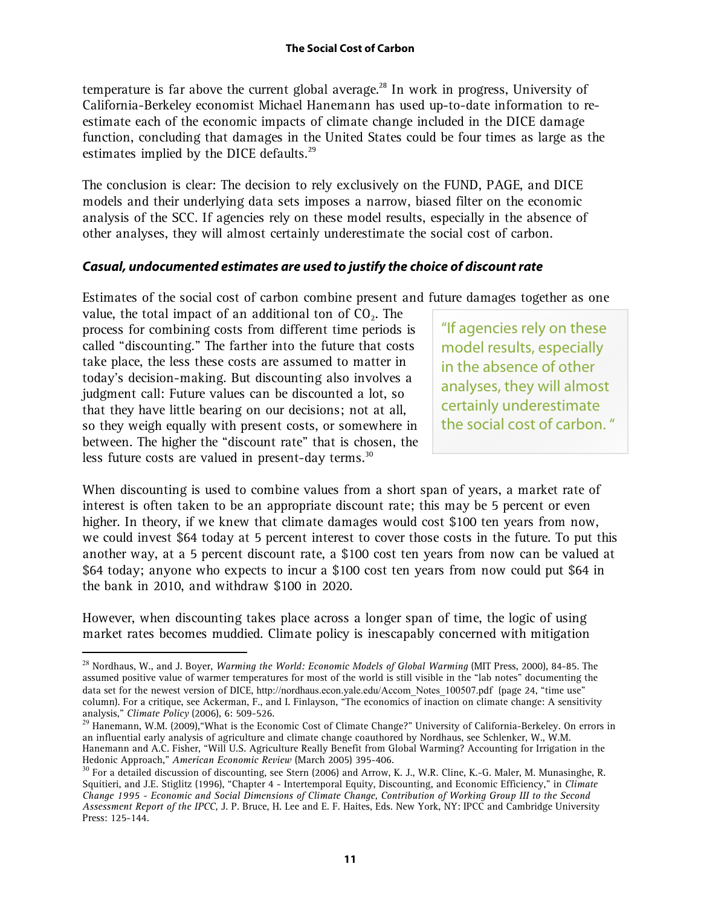temperature is far above the current global average.[28] In work in progress, University of California-Berkeley economist Michael Hanemann has used up-to-date information to re-estimate each of the economic impacts of climate change included in the DICE damage function, concluding that damages in the United States could be four times as large as the estimates implied by the DICE defaults.[29]

The conclusion is clear: The decision to rely exclusively on the FUND, PAGE, and DICE models and their underlying data sets imposes a narrow, biased filter on the economic analysis of the SCC. If agencies rely on these model results, especially in the absence of other analyses, they will almost certainly underestimate the social cost of carbon.

### *Casual, undocumented estimates are used to justify the choice of discount rate*

Estimates of the social cost of carbon combine present and future damages together as one value, the total impact of an additional ton of $CO_2$. The process for combining costs from different time periods is called "discounting." The farther into the future that costs take place, the less these costs are assumed to matter in today's decision-making. But discounting also involves a judgment call: Future values can be discounted a lot, so that they have little bearing on our decisions; not at all, so they weigh equally with present costs, or somewhere in between. The higher the "discount rate" that is chosen, the less future costs are valued in present-day terms.[30]

> "If agencies rely on these model results, especially in the absence of other analyses, they will almost certainly underestimate the social cost of carbon."

When discounting is used to combine values from a short span of years, a market rate of interest is often taken to be an appropriate discount rate; this may be 5 percent or even higher. In theory, if we knew that climate damages would cost $100 ten years from now, we could invest $64 today at 5 percent interest to cover those costs in the future. To put this another way, at a 5 percent discount rate, a $100 cost ten years from now can be valued at $64 today; anyone who expects to incur a $100 cost ten years from now could put $64 in the bank in 2010, and withdraw $100 in 2020.

However, when discounting takes place across a longer span of time, the logic of using market rates becomes muddied. Climate policy is inescapably concerned with mitigation

---

[28] Nordhaus, W., and J. Boyer, *Warming the World: Economic Models of Global Warming* (MIT Press, 2000), 84-85. The assumed positive value of warmer temperatures for most of the world is still visible in the "lab notes" documenting the data set for the newest version of DICE, http://nordhaus.econ.yale.edu/Accom_Notes_100507.pdf (page 24, "time use" column). For a critique, see Ackerman, F., and I. Finlayson, "The economics of inaction on climate change: A sensitivity analysis," *Climate Policy* (2006), 6: 509-526.

[29] Hanemann, W.M. (2009),"What is the Economic Cost of Climate Change?" University of California-Berkeley. On errors in an influential early analysis of agriculture and climate change coauthored by Nordhaus, see Schlenker, W., W.M. Hanemann and A.C. Fisher, "Will U.S. Agriculture Really Benefit from Global Warming? Accounting for Irrigation in the Hedonic Approach," *American Economic Review* (March 2005) 395-406.

[30] For a detailed discussion of discounting, see Stern (2006) and Arrow, K. J., W.R. Cline, K.-G. Maler, M. Munasinghe, R. Squitieri, and J.E. Stiglitz (1996), "Chapter 4 - Intertemporal Equity, Discounting, and Economic Efficiency," in *Climate Change 1995 - Economic and Social Dimensions of Climate Change, Contribution of Working Group III to the Second Assessment Report of the IPCC,* J. P. Bruce, H. Lee and E. F. Haites, Eds. New York, NY: IPCC and Cambridge University Press: 125-144.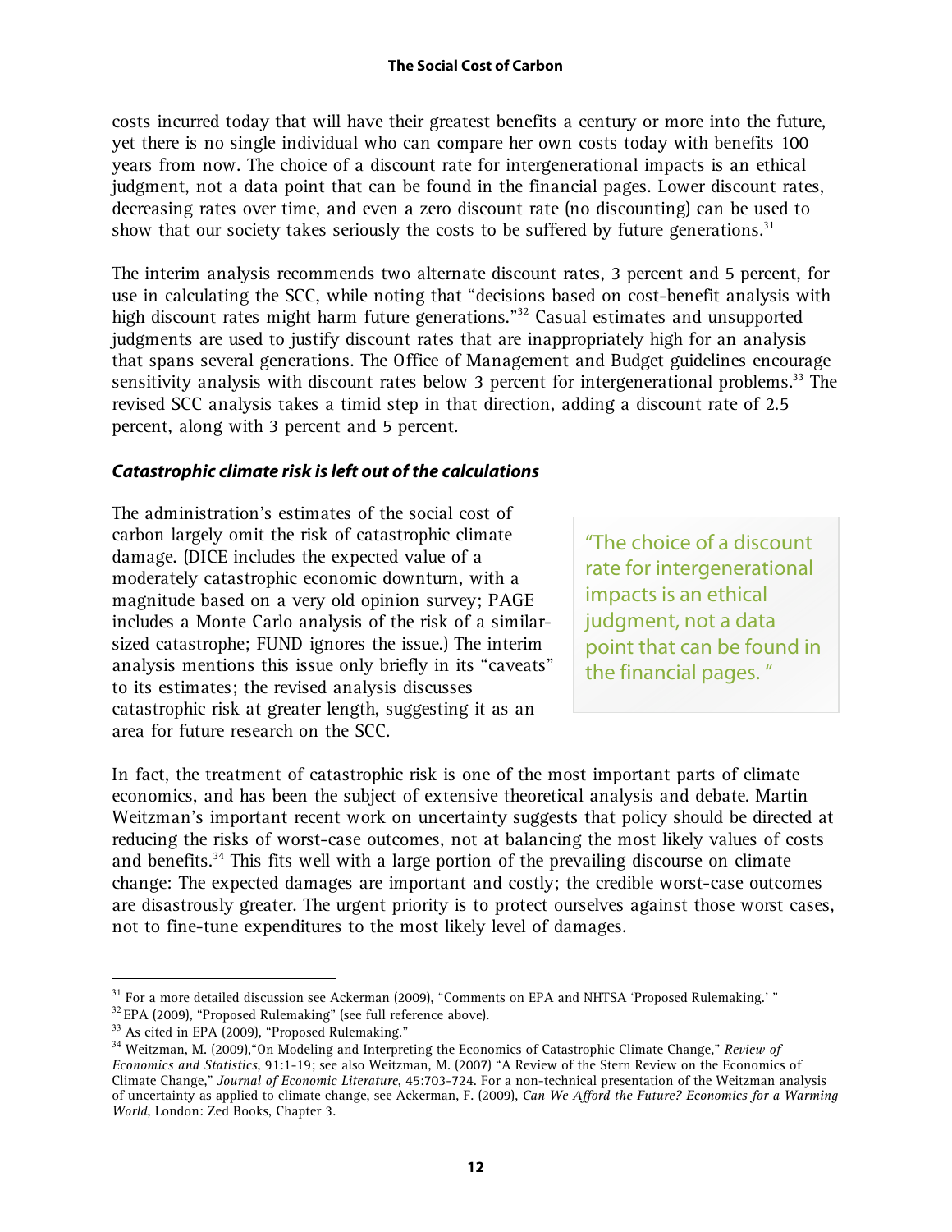costs incurred today that will have their greatest benefits a century or more into the future, yet there is no single individual who can compare her own costs today with benefits 100 years from now. The choice of a discount rate for intergenerational impacts is an ethical judgment, not a data point that can be found in the financial pages. Lower discount rates, decreasing rates over time, and even a zero discount rate (no discounting) can be used to show that our society takes seriously the costs to be suffered by future generations.[31]

The interim analysis recommends two alternate discount rates, 3 percent and 5 percent, for use in calculating the SCC, while noting that "decisions based on cost-benefit analysis with high discount rates might harm future generations."[32] Casual estimates and unsupported judgments are used to justify discount rates that are inappropriately high for an analysis that spans several generations. The Office of Management and Budget guidelines encourage sensitivity analysis with discount rates below 3 percent for intergenerational problems.[33] The revised SCC analysis takes a timid step in that direction, adding a discount rate of 2.5 percent, along with 3 percent and 5 percent.

### *Catastrophic climate risk is left out of the calculations*

The administration's estimates of the social cost of carbon largely omit the risk of catastrophic climate damage. (DICE includes the expected value of a moderately catastrophic economic downturn, with a magnitude based on a very old opinion survey; PAGE includes a Monte Carlo analysis of the risk of a similar-sized catastrophe; FUND ignores the issue.) The interim analysis mentions this issue only briefly in its "caveats" to its estimates; the revised analysis discusses catastrophic risk at greater length, suggesting it as an area for future research on the SCC.

> "The choice of a discount rate for intergenerational impacts is an ethical judgment, not a data point that can be found in the financial pages. "

In fact, the treatment of catastrophic risk is one of the most important parts of climate economics, and has been the subject of extensive theoretical analysis and debate. Martin Weitzman's important recent work on uncertainty suggests that policy should be directed at reducing the risks of worst-case outcomes, not at balancing the most likely values of costs and benefits.[34] This fits well with a large portion of the prevailing discourse on climate change: The expected damages are important and costly; the credible worst-case outcomes are disastrously greater. The urgent priority is to protect ourselves against those worst cases, not to fine-tune expenditures to the most likely level of damages.

---

[31] For a more detailed discussion see Ackerman (2009), "Comments on EPA and NHTSA 'Proposed Rulemaking.' "

[32] EPA (2009), "Proposed Rulemaking" (see full reference above).

[33] As cited in EPA (2009), "Proposed Rulemaking."

[34] Weitzman, M. (2009),"On Modeling and Interpreting the Economics of Catastrophic Climate Change," *Review of Economics and Statistics*, 91:1-19; see also Weitzman, M. (2007) "A Review of the Stern Review on the Economics of Climate Change," *Journal of Economic Literature*, 45:703-724. For a non-technical presentation of the Weitzman analysis of uncertainty as applied to climate change, see Ackerman, F. (2009), *Can We Afford the Future? Economics for a Warming World*, London: Zed Books, Chapter 3.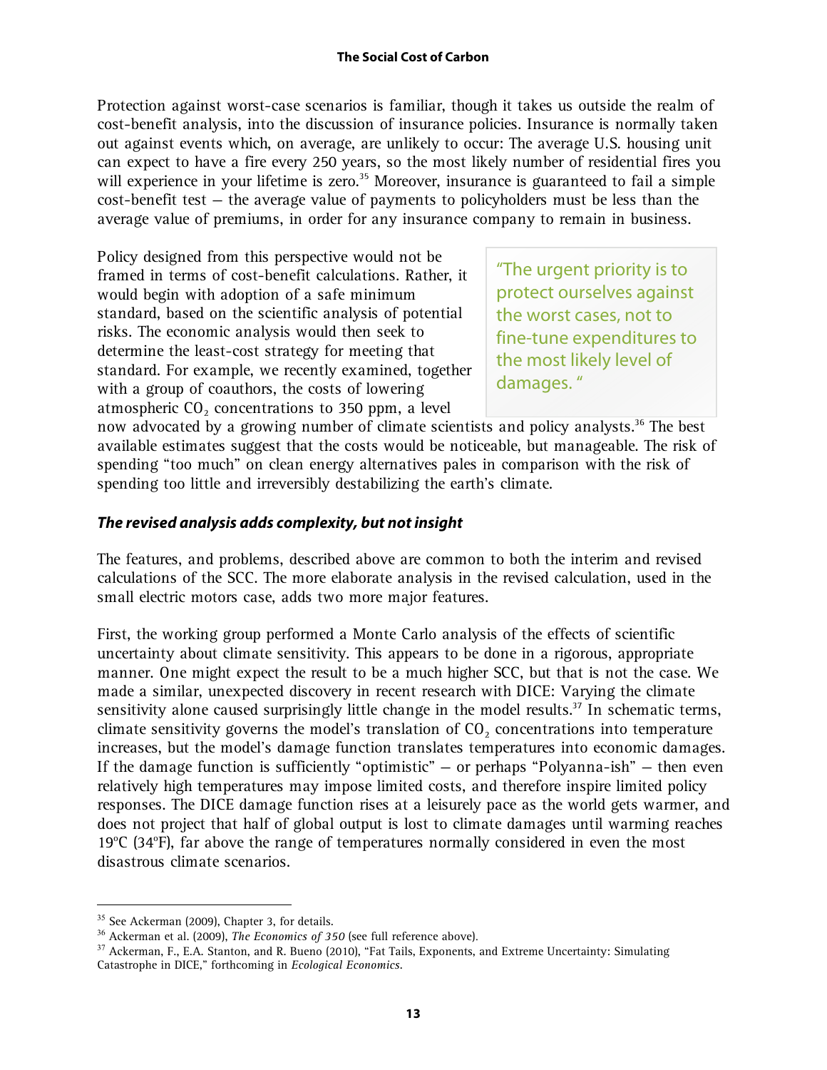Protection against worst-case scenarios is familiar, though it takes us outside the realm of cost-benefit analysis, into the discussion of insurance policies. Insurance is normally taken out against events which, on average, are unlikely to occur: The average U.S. housing unit can expect to have a fire every 250 years, so the most likely number of residential fires you will experience in your lifetime is zero.[35] Moreover, insurance is guaranteed to fail a simple cost-benefit test – the average value of payments to policyholders must be less than the average value of premiums, in order for any insurance company to remain in business.

Policy designed from this perspective would not be framed in terms of cost-benefit calculations. Rather, it would begin with adoption of a safe minimum standard, based on the scientific analysis of potential risks. The economic analysis would then seek to determine the least-cost strategy for meeting that standard. For example, we recently examined, together with a group of coauthors, the costs of lowering atmospheric $CO_2$ concentrations to 350 ppm, a level now advocated by a growing number of climate scientists and policy analysts.[36] The best available estimates suggest that the costs would be noticeable, but manageable. The risk of spending "too much" on clean energy alternatives pales in comparison with the risk of spending too little and irreversibly destabilizing the earth's climate.

> "The urgent priority is to protect ourselves against the worst cases, not to fine-tune expenditures to the most likely level of damages."

### *The revised analysis adds complexity, but not insight*

The features, and problems, described above are common to both the interim and revised calculations of the SCC. The more elaborate analysis in the revised calculation, used in the small electric motors case, adds two more major features.

First, the working group performed a Monte Carlo analysis of the effects of scientific uncertainty about climate sensitivity. This appears to be done in a rigorous, appropriate manner. One might expect the result to be a much higher SCC, but that is not the case. We made a similar, unexpected discovery in recent research with DICE: Varying the climate sensitivity alone caused surprisingly little change in the model results.[37] In schematic terms, climate sensitivity governs the model's translation of $CO_2$ concentrations into temperature increases, but the model's damage function translates temperatures into economic damages. If the damage function is sufficiently "optimistic" – or perhaps "Polyanna-ish" – then even relatively high temperatures may impose limited costs, and therefore inspire limited policy responses. The DICE damage function rises at a leisurely pace as the world gets warmer, and does not project that half of global output is lost to climate damages until warming reaches 19°C (34°F), far above the range of temperatures normally considered in even the most disastrous climate scenarios.

---

[35] See Ackerman (2009), Chapter 3, for details.

[36] Ackerman et al. (2009), *The Economics of 350* (see full reference above).

[37] Ackerman, F., E.A. Stanton, and R. Bueno (2010), "Fat Tails, Exponents, and Extreme Uncertainty: Simulating Catastrophe in DICE," forthcoming in *Ecological Economics*.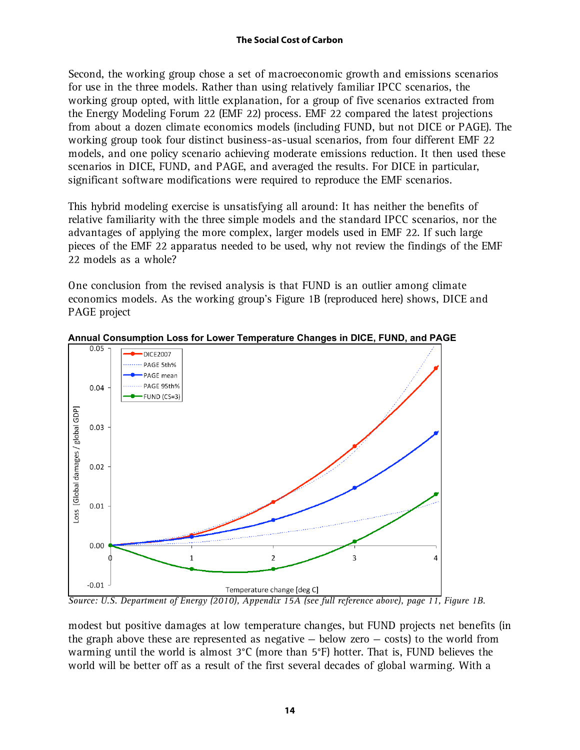Second, the working group chose a set of macroeconomic growth and emissions scenarios for use in the three models. Rather than using relatively familiar IPCC scenarios, the working group opted, with little explanation, for a group of five scenarios extracted from the Energy Modeling Forum 22 (EMF 22) process. EMF 22 compared the latest projections from about a dozen climate economics models (including FUND, but not DICE or PAGE). The working group took four distinct business-as-usual scenarios, from four different EMF 22 models, and one policy scenario achieving moderate emissions reduction. It then used these scenarios in DICE, FUND, and PAGE, and averaged the results. For DICE in particular, significant software modifications were required to reproduce the EMF scenarios.

This hybrid modeling exercise is unsatisfying all around: It has neither the benefits of relative familiarity with the three simple models and the standard IPCC scenarios, nor the advantages of applying the more complex, larger models used in EMF 22. If such large pieces of the EMF 22 apparatus needed to be used, why not review the findings of the EMF 22 models as a whole?

One conclusion from the revised analysis is that FUND is an outlier among climate economics models. As the working group's Figure 1B (reproduced here) shows, DICE and PAGE project

**Annual Consumption Loss for Lower Temperature Changes in DICE, FUND, and PAGE**

*Source: U.S. Department of Energy (2010), Appendix 15A (see full reference above), page 11, Figure 1B.*

modest but positive damages at low temperature changes, but FUND projects net benefits (in the graph above these are represented as negative – below zero – costs) to the world from warming until the world is almost 3°C (more than 5°F) hotter. That is, FUND believes the world will be better off as a result of the first several decades of global warming. With a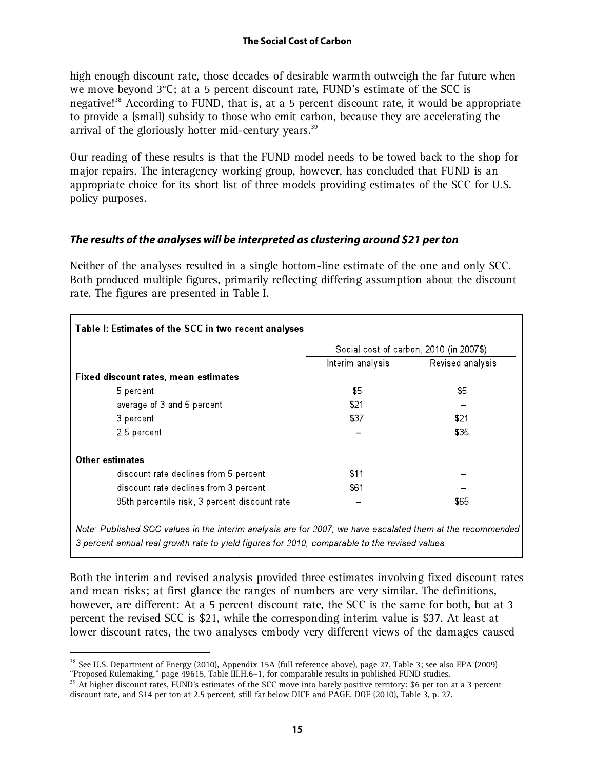high enough discount rate, those decades of desirable warmth outweigh the far future when we move beyond 3°C; at a 5 percent discount rate, FUND's estimate of the SCC is negative![38] According to FUND, that is, at a 5 percent discount rate, it would be appropriate to provide a (small) subsidy to those who emit carbon, because they are accelerating the arrival of the gloriously hotter mid-century years.[39]

Our reading of these results is that the FUND model needs to be towed back to the shop for major repairs. The interagency working group, however, has concluded that FUND is an appropriate choice for its short list of three models providing estimates of the SCC for U.S. policy purposes.

### *The results of the analyses will be interpreted as clustering around $21 per ton*

Neither of the analyses resulted in a single bottom-line estimate of the one and only SCC. Both produced multiple figures, primarily reflecting differing assumption about the discount rate. The figures are presented in Table I.

**Table I: Estimates of the SCC in two recent analyses**

| | Social cost of carbon, 2010 (in 2007$) | |
|---|---|---|
| | Interim analysis | Revised analysis |
| **Fixed discount rates, mean estimates** | | |
| 5 percent | $5 | $5 |
| average of 3 and 5 percent | $21 | – |
| 3 percent | $37 | $21 |
| 2.5 percent | – | $35 |
| **Other estimates** | | |
| discount rate declines from 5 percent | $11 | – |
| discount rate declines from 3 percent | $61 | – |
| 95th percentile risk, 3 percent discount rate | – | $65 |

*Note: Published SCC values in the interim analysis are for 2007; we have escalated them at the recommended 3 percent annual real growth rate to yield figures for 2010, comparable to the revised values.*

Both the interim and revised analysis provided three estimates involving fixed discount rates and mean risks; at first glance the ranges of numbers are very similar. The definitions, however, are different: At a 5 percent discount rate, the SCC is the same for both, but at 3 percent the revised SCC is $21, while the corresponding interim value is $37. At least at lower discount rates, the two analyses embody very different views of the damages caused

---

[38] See U.S. Department of Energy (2010), Appendix 15A (full reference above), page 27, Table 3; see also EPA (2009) "Proposed Rulemaking," page 49615, Table III.H.6–1, for comparable results in published FUND studies.

[39] At higher discount rates, FUND's estimates of the SCC move into barely positive territory: $6 per ton at a 3 percent discount rate, and $14 per ton at 2.5 percent, still far below DICE and PAGE. DOE (2010), Table 3, p. 27.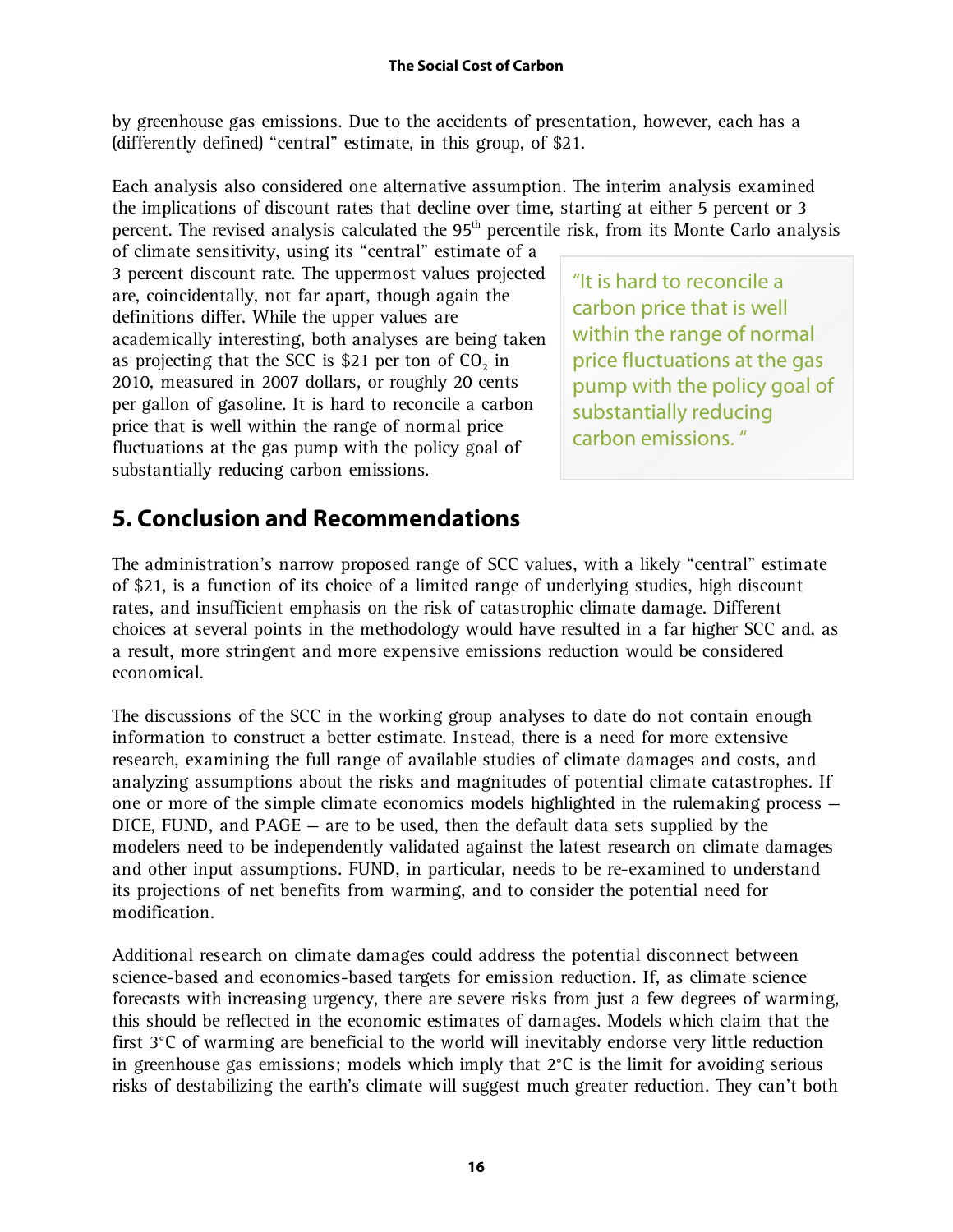by greenhouse gas emissions. Due to the accidents of presentation, however, each has a (differently defined) "central" estimate, in this group, of $21.

Each analysis also considered one alternative assumption. The interim analysis examined the implications of discount rates that decline over time, starting at either 5 percent or 3 percent. The revised analysis calculated the 95th percentile risk, from its Monte Carlo analysis of climate sensitivity, using its "central" estimate of a 3 percent discount rate. The uppermost values projected are, coincidentally, not far apart, though again the definitions differ. While the upper values are academically interesting, both analyses are being taken as projecting that the SCC is $21 per ton of $CO_2$ in 2010, measured in 2007 dollars, or roughly 20 cents per gallon of gasoline. It is hard to reconcile a carbon price that is well within the range of normal price fluctuations at the gas pump with the policy goal of substantially reducing carbon emissions.

> "It is hard to reconcile a carbon price that is well within the range of normal price fluctuations at the gas pump with the policy goal of substantially reducing carbon emissions."

## 5. Conclusion and Recommendations

The administration's narrow proposed range of SCC values, with a likely "central" estimate of $21, is a function of its choice of a limited range of underlying studies, high discount rates, and insufficient emphasis on the risk of catastrophic climate damage. Different choices at several points in the methodology would have resulted in a far higher SCC and, as a result, more stringent and more expensive emissions reduction would be considered economical.

The discussions of the SCC in the working group analyses to date do not contain enough information to construct a better estimate. Instead, there is a need for more extensive research, examining the full range of available studies of climate damages and costs, and analyzing assumptions about the risks and magnitudes of potential climate catastrophes. If one or more of the simple climate economics models highlighted in the rulemaking process – DICE, FUND, and PAGE – are to be used, then the default data sets supplied by the modelers need to be independently validated against the latest research on climate damages and other input assumptions. FUND, in particular, needs to be re-examined to understand its projections of net benefits from warming, and to consider the potential need for modification.

Additional research on climate damages could address the potential disconnect between science-based and economics-based targets for emission reduction. If, as climate science forecasts with increasing urgency, there are severe risks from just a few degrees of warming, this should be reflected in the economic estimates of damages. Models which claim that the first 3°C of warming are beneficial to the world will inevitably endorse very little reduction in greenhouse gas emissions; models which imply that 2°C is the limit for avoiding serious risks of destabilizing the earth's climate will suggest much greater reduction. They can't both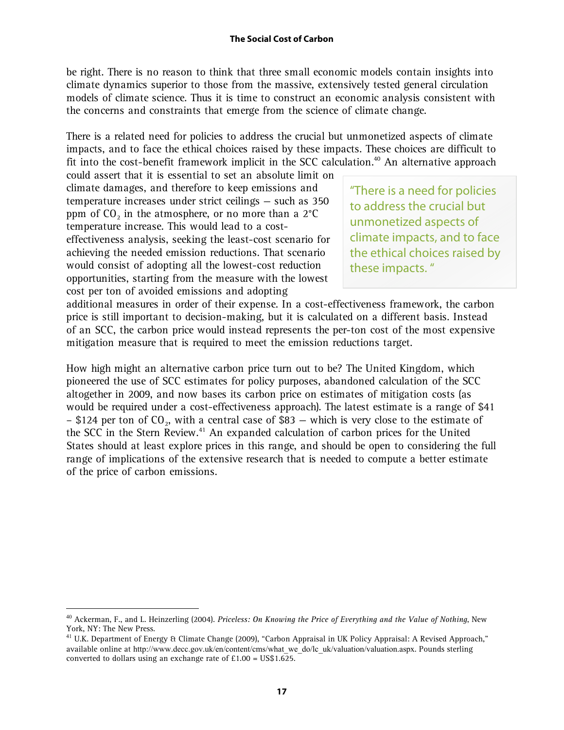be right. There is no reason to think that three small economic models contain insights into climate dynamics superior to those from the massive, extensively tested general circulation models of climate science. Thus it is time to construct an economic analysis consistent with the concerns and constraints that emerge from the science of climate change.

There is a related need for policies to address the crucial but unmonetized aspects of climate impacts, and to face the ethical choices raised by these impacts. These choices are difficult to fit into the cost-benefit framework implicit in the SCC calculation.[40] An alternative approach could assert that it is essential to set an absolute limit on climate damages, and therefore to keep emissions and temperature increases under strict ceilings – such as 350 ppm of $CO_2$ in the atmosphere, or no more than a 2°C temperature increase. This would lead to a cost-effectiveness analysis, seeking the least-cost scenario for achieving the needed emission reductions. That scenario would consist of adopting all the lowest-cost reduction opportunities, starting from the measure with the lowest cost per ton of avoided emissions and adopting additional measures in order of their expense. In a cost-effectiveness framework, the carbon price is still important to decision-making, but it is calculated on a different basis. Instead of an SCC, the carbon price would instead represents the per-ton cost of the most expensive mitigation measure that is required to meet the emission reductions target.

> "There is a need for policies to address the crucial but unmonetized aspects of climate impacts, and to face the ethical choices raised by these impacts. "

How high might an alternative carbon price turn out to be? The United Kingdom, which pioneered the use of SCC estimates for policy purposes, abandoned calculation of the SCC altogether in 2009, and now bases its carbon price on estimates of mitigation costs (as would be required under a cost-effectiveness approach). The latest estimate is a range of $41 – $124 per ton of $CO_2$, with a central case of $83 – which is very close to the estimate of the SCC in the Stern Review.[41] An expanded calculation of carbon prices for the United States should at least explore prices in this range, and should be open to considering the full range of implications of the extensive research that is needed to compute a better estimate of the price of carbon emissions.

---

[40] Ackerman, F., and L. Heinzerling (2004). *Priceless: On Knowing the Price of Everything and the Value of Nothing*, New York, NY: The New Press.

[41] U.K. Department of Energy & Climate Change (2009), "Carbon Appraisal in UK Policy Appraisal: A Revised Approach," available online at http://www.decc.gov.uk/en/content/cms/what_we_do/lc_uk/valuation/valuation.aspx. Pounds sterling converted to dollars using an exchange rate of £1.00 = US$1.625.